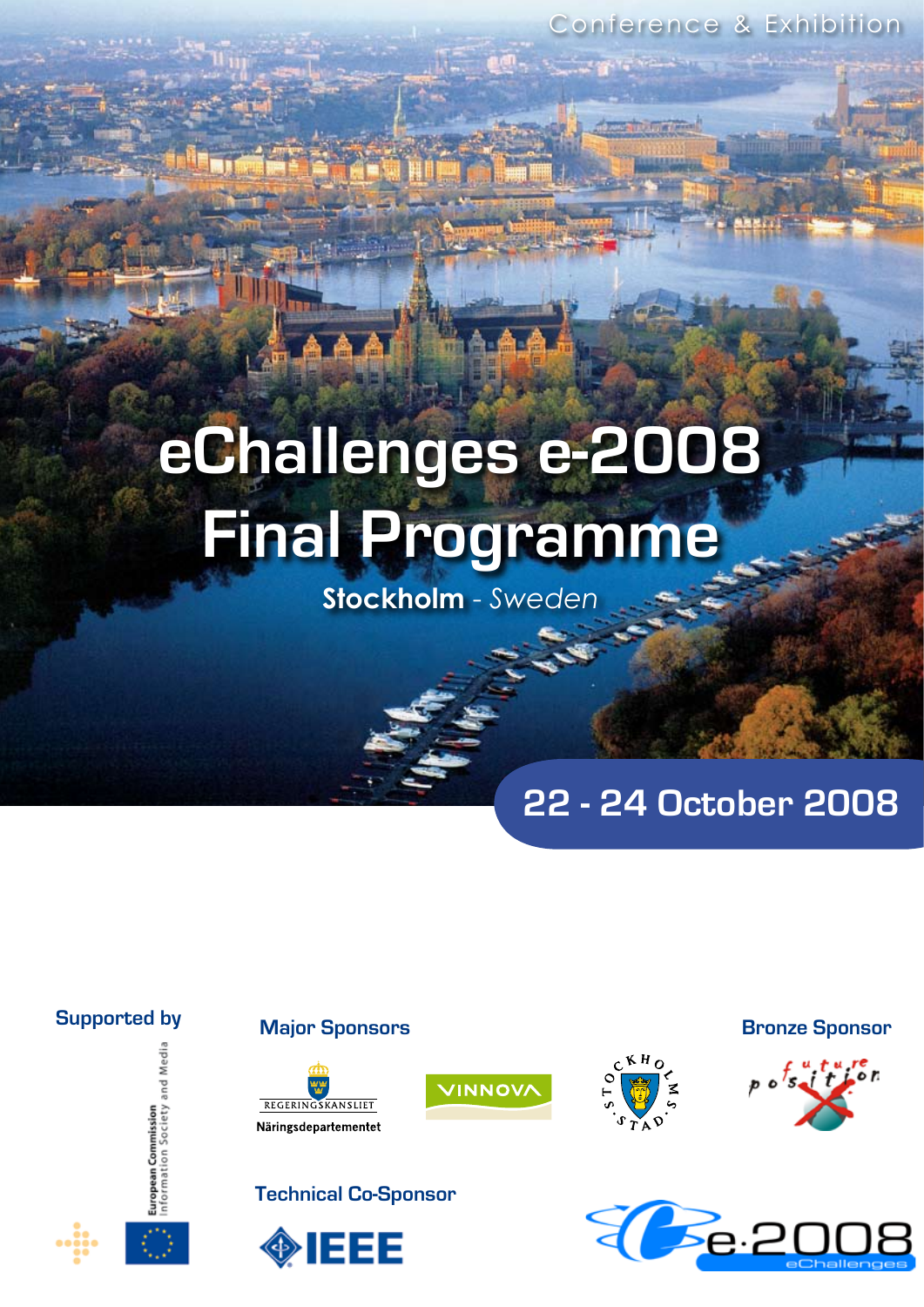Conference & Exhibition

# eChallenges e-2008 Final Programme

**Stockholm** - *Sweden*

## 22 - 24 October 2008

**Supported by**

European Commission
Information Society and Media

**Major Sponsors**

Regeringskansliet
Näringsdepartementet

VINNOVA

Stockholms Stad

**Bronze Sponsor**

future position

**Technical Co-Sponsor**

IEEE

e-2008 eChallenges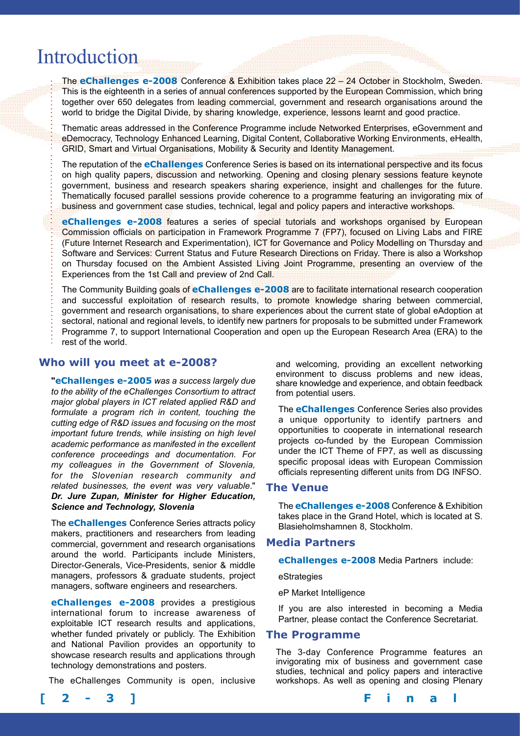# Introduction

The **eChallenges e-2008** Conference & Exhibition takes place 22 – 24 October in Stockholm, Sweden. This is the eighteenth in a series of annual conferences supported by the European Commission, which bring together over 650 delegates from leading commercial, government and research organisations around the world to bridge the Digital Divide, by sharing knowledge, experience, lessons learnt and good practice.

Thematic areas addressed in the Conference Programme include Networked Enterprises, eGovernment and eDemocracy, Technology Enhanced Learning, Digital Content, Collaborative Working Environments, eHealth, GRID, Smart and Virtual Organisations, Mobility & Security and Identity Management.

The reputation of the **eChallenges** Conference Series is based on its international perspective and its focus on high quality papers, discussion and networking. Opening and closing plenary sessions feature keynote government, business and research speakers sharing experience, insight and challenges for the future. Thematically focused parallel sessions provide coherence to a programme featuring an invigorating mix of business and government case studies, technical, legal and policy papers and interactive workshops.

**eChallenges e-2008** features a series of special tutorials and workshops organised by European Commission officials on participation in Framework Programme 7 (FP7), focused on Living Labs and FIRE (Future Internet Research and Experimentation), ICT for Governance and Policy Modelling on Thursday and Software and Services: Current Status and Future Research Directions on Friday. There is also a Workshop on Thursday focused on the Ambient Assisted Living Joint Programme, presenting an overview of the Experiences from the 1st Call and preview of 2nd Call.

The Community Building goals of **eChallenges e-2008** are to facilitate international research cooperation and successful exploitation of research results, to promote knowledge sharing between commercial, government and research organisations, to share experiences about the current state of global eAdoption at sectoral, national and regional levels, to identify new partners for proposals to be submitted under Framework Programme 7, to support International Cooperation and open up the European Research Area (ERA) to the rest of the world.

## Who will you meet at e-2008?

"***eChallenges e-2005*** *was a success largely due to the ability of the eChallenges Consortium to attract major global players in ICT related applied R&D and formulate a program rich in content, touching the cutting edge of R&D issues and focusing on the most important future trends, while insisting on high level academic performance as manifested in the excellent conference proceedings and documentation. For my colleagues in the Government of Slovenia, for the Slovenian research community and related businesses, the event was very valuable*." ***Dr. Jure Zupan, Minister for Higher Education, Science and Technology, Slovenia***

The **eChallenges** Conference Series attracts policy makers, practitioners and researchers from leading commercial, government and research organisations around the world. Participants include Ministers, Director-Generals, Vice-Presidents, senior & middle managers, professors & graduate students, project managers, software engineers and researchers.

**eChallenges e-2008** provides a prestigious international forum to increase awareness of exploitable ICT research results and applications, whether funded privately or publicly. The Exhibition and National Pavilion provides an opportunity to showcase research results and applications through technology demonstrations and posters.

The eChallenges Community is open, inclusive and welcoming, providing an excellent networking environment to discuss problems and new ideas, share knowledge and experience, and obtain feedback from potential users.

The **eChallenges** Conference Series also provides a unique opportunity to identify partners and opportunities to cooperate in international research projects co-funded by the European Commission under the ICT Theme of FP7, as well as discussing specific proposal ideas with European Commission officials representing different units from DG INFSO.

## The Venue

The **eChallenges e-2008** Conference & Exhibition takes place in the Grand Hotel, which is located at S. Blasieholmshamnen 8, Stockholm.

## Media Partners

**eChallenges e-2008** Media Partners include:

eStrategies

eP Market Intelligence

If you are also interested in becoming a Media Partner, please contact the Conference Secretariat.

## The Programme

The 3-day Conference Programme features an invigorating mix of business and government case studies, technical and policy papers and interactive workshops. As well as opening and closing Plenary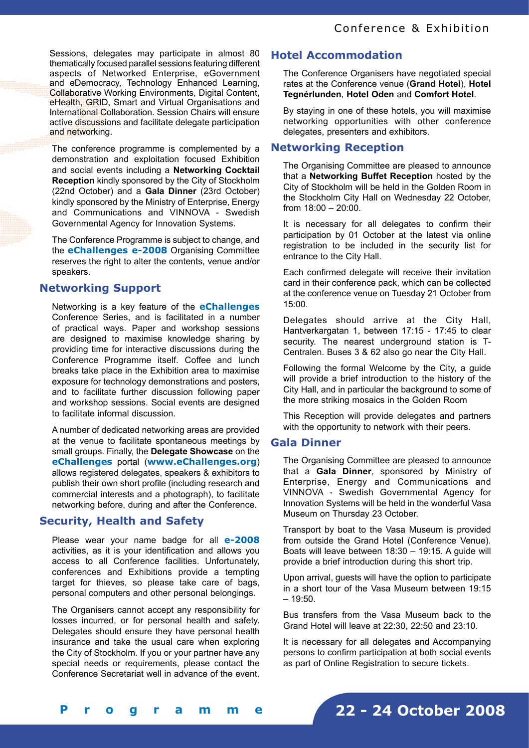Sessions, delegates may participate in almost 80 thematically focused parallel sessions featuring different aspects of Networked Enterprise, eGovernment and eDemocracy, Technology Enhanced Learning, Collaborative Working Environments, Digital Content, eHealth, GRID, Smart and Virtual Organisations and International Collaboration. Session Chairs will ensure active discussions and facilitate delegate participation and networking.

The conference programme is complemented by a demonstration and exploitation focused Exhibition and social events including a **Networking Cocktail Reception** kindly sponsored by the City of Stockholm (22nd October) and a **Gala Dinner** (23rd October) kindly sponsored by the Ministry of Enterprise, Energy and Communications and VINNOVA - Swedish Governmental Agency for Innovation Systems.

The Conference Programme is subject to change, and the **eChallenges e-2008** Organising Committee reserves the right to alter the contents, venue and/or speakers.

## Networking Support

Networking is a key feature of the **eChallenges** Conference Series, and is facilitated in a number of practical ways. Paper and workshop sessions are designed to maximise knowledge sharing by providing time for interactive discussions during the Conference Programme itself. Coffee and lunch breaks take place in the Exhibition area to maximise exposure for technology demonstrations and posters, and to facilitate further discussion following paper and workshop sessions. Social events are designed to facilitate informal discussion.

A number of dedicated networking areas are provided at the venue to facilitate spontaneous meetings by small groups. Finally, the **Delegate Showcase** on the **eChallenges** portal (**www.eChallenges.org**) allows registered delegates, speakers & exhibitors to publish their own short profile (including research and commercial interests and a photograph), to facilitate networking before, during and after the Conference.

## Security, Health and Safety

Please wear your name badge for all **e-2008** activities, as it is your identification and allows you access to all Conference facilities. Unfortunately, conferences and Exhibitions provide a tempting target for thieves, so please take care of bags, personal computers and other personal belongings.

The Organisers cannot accept any responsibility for losses incurred, or for personal health and safety. Delegates should ensure they have personal health insurance and take the usual care when exploring the City of Stockholm. If you or your partner have any special needs or requirements, please contact the Conference Secretariat well in advance of the event.

## Hotel Accommodation

The Conference Organisers have negotiated special rates at the Conference venue (**Grand Hotel**), **Hotel Tegnérlunden**, **Hotel Oden** and **Comfort Hotel**.

By staying in one of these hotels, you will maximise networking opportunities with other conference delegates, presenters and exhibitors.

## Networking Reception

The Organising Committee are pleased to announce that a **Networking Buffet Reception** hosted by the City of Stockholm will be held in the Golden Room in the Stockholm City Hall on Wednesday 22 October, from 18:00 – 20:00.

It is necessary for all delegates to confirm their participation by 01 October at the latest via online registration to be included in the security list for entrance to the City Hall.

Each confirmed delegate will receive their invitation card in their conference pack, which can be collected at the conference venue on Tuesday 21 October from 15:00.

Delegates should arrive at the City Hall, Hantverkargatan 1, between 17:15 - 17:45 to clear security. The nearest underground station is T-Centralen. Buses 3 & 62 also go near the City Hall.

Following the formal Welcome by the City, a guide will provide a brief introduction to the history of the City Hall, and in particular the background to some of the more striking mosaics in the Golden Room

This Reception will provide delegates and partners with the opportunity to network with their peers.

## Gala Dinner

The Organising Committee are pleased to announce that a **Gala Dinner**, sponsored by Ministry of Enterprise, Energy and Communications and VINNOVA - Swedish Governmental Agency for Innovation Systems will be held in the wonderful Vasa Museum on Thursday 23 October.

Transport by boat to the Vasa Museum is provided from outside the Grand Hotel (Conference Venue). Boats will leave between 18:30 – 19:15. A guide will provide a brief introduction during this short trip.

Upon arrival, guests will have the option to participate in a short tour of the Vasa Museum between 19:15 – 19:50.

Bus transfers from the Vasa Museum back to the Grand Hotel will leave at 22:30, 22:50 and 23:10.

It is necessary for all delegates and Accompanying persons to confirm participation at both social events as part of Online Registration to secure tickets.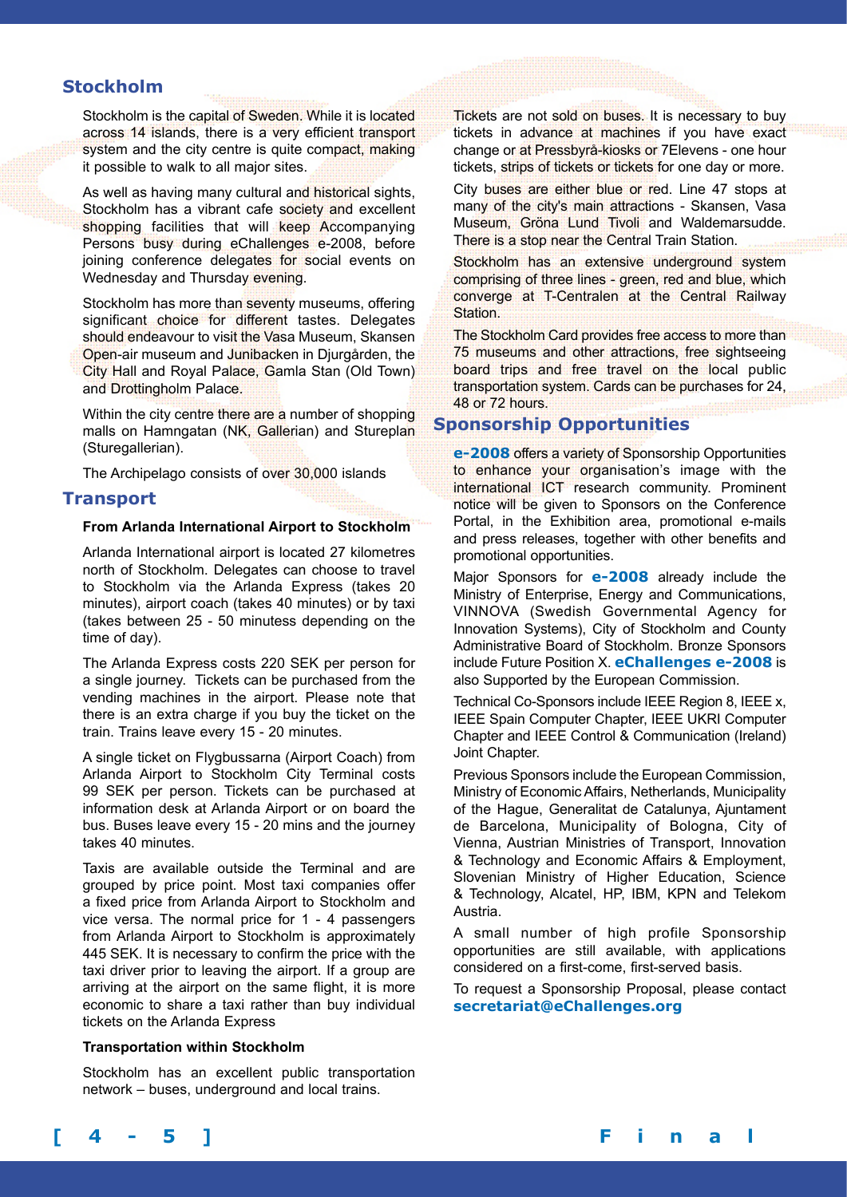## Stockholm

Stockholm is the capital of Sweden. While it is located across 14 islands, there is a very efficient transport system and the city centre is quite compact, making it possible to walk to all major sites.

As well as having many cultural and historical sights, Stockholm has a vibrant cafe society and excellent shopping facilities that will keep Accompanying Persons busy during eChallenges e-2008, before joining conference delegates for social events on Wednesday and Thursday evening.

Stockholm has more than seventy museums, offering significant choice for different tastes. Delegates should endeavour to visit the Vasa Museum, Skansen Open-air museum and Junibacken in Djurgården, the City Hall and Royal Palace, Gamla Stan (Old Town) and Drottingholm Palace.

Within the city centre there are a number of shopping malls on Hamngatan (NK, Gallerian) and Stureplan (Sturegallerian).

The Archipelago consists of over 30,000 islands

## Transport

**From Arlanda International Airport to Stockholm**

Arlanda International airport is located 27 kilometres north of Stockholm. Delegates can choose to travel to Stockholm via the Arlanda Express (takes 20 minutes), airport coach (takes 40 minutes) or by taxi (takes between 25 - 50 minutess depending on the time of day).

The Arlanda Express costs 220 SEK per person for a single journey. Tickets can be purchased from the vending machines in the airport. Please note that there is an extra charge if you buy the ticket on the train. Trains leave every 15 - 20 minutes.

A single ticket on Flygbussarna (Airport Coach) from Arlanda Airport to Stockholm City Terminal costs 99 SEK per person. Tickets can be purchased at information desk at Arlanda Airport or on board the bus. Buses leave every 15 - 20 mins and the journey takes 40 minutes.

Taxis are available outside the Terminal and are grouped by price point. Most taxi companies offer a fixed price from Arlanda Airport to Stockholm and vice versa. The normal price for 1 - 4 passengers from Arlanda Airport to Stockholm is approximately 445 SEK. It is necessary to confirm the price with the taxi driver prior to leaving the airport. If a group are arriving at the airport on the same flight, it is more economic to share a taxi rather than buy individual tickets on the Arlanda Express

**Transportation within Stockholm**

Stockholm has an excellent public transportation network – buses, underground and local trains.

Tickets are not sold on buses. It is necessary to buy tickets in advance at machines if you have exact change or at Pressbyrå-kiosks or 7Elevens - one hour tickets, strips of tickets or tickets for one day or more.

City buses are either blue or red. Line 47 stops at many of the city's main attractions - Skansen, Vasa Museum, Gröna Lund Tivoli and Waldemarsudde. There is a stop near the Central Train Station.

Stockholm has an extensive underground system comprising of three lines - green, red and blue, which converge at T-Centralen at the Central Railway Station.

The Stockholm Card provides free access to more than 75 museums and other attractions, free sightseeing board trips and free travel on the local public transportation system. Cards can be purchases for 24, 48 or 72 hours.

## Sponsorship Opportunities

**e-2008** offers a variety of Sponsorship Opportunities to enhance your organisation's image with the international ICT research community. Prominent notice will be given to Sponsors on the Conference Portal, in the Exhibition area, promotional e-mails and press releases, together with other benefits and promotional opportunities.

Major Sponsors for **e-2008** already include the Ministry of Enterprise, Energy and Communications, VINNOVA (Swedish Governmental Agency for Innovation Systems), City of Stockholm and County Administrative Board of Stockholm. Bronze Sponsors include Future Position X. **eChallenges e-2008** is also Supported by the European Commission.

Technical Co-Sponsors include IEEE Region 8, IEEE x, IEEE Spain Computer Chapter, IEEE UKRI Computer Chapter and IEEE Control & Communication (Ireland) Joint Chapter.

Previous Sponsors include the European Commission, Ministry of Economic Affairs, Netherlands, Municipality of the Hague, Generalitat de Catalunya, Ajuntament de Barcelona, Municipality of Bologna, City of Vienna, Austrian Ministries of Transport, Innovation & Technology and Economic Affairs & Employment, Slovenian Ministry of Higher Education, Science & Technology, Alcatel, HP, IBM, KPN and Telekom Austria.

A small number of high profile Sponsorship opportunities are still available, with applications considered on a first-come, first-served basis.

To request a Sponsorship Proposal, please contact **secretariat@eChallenges.org**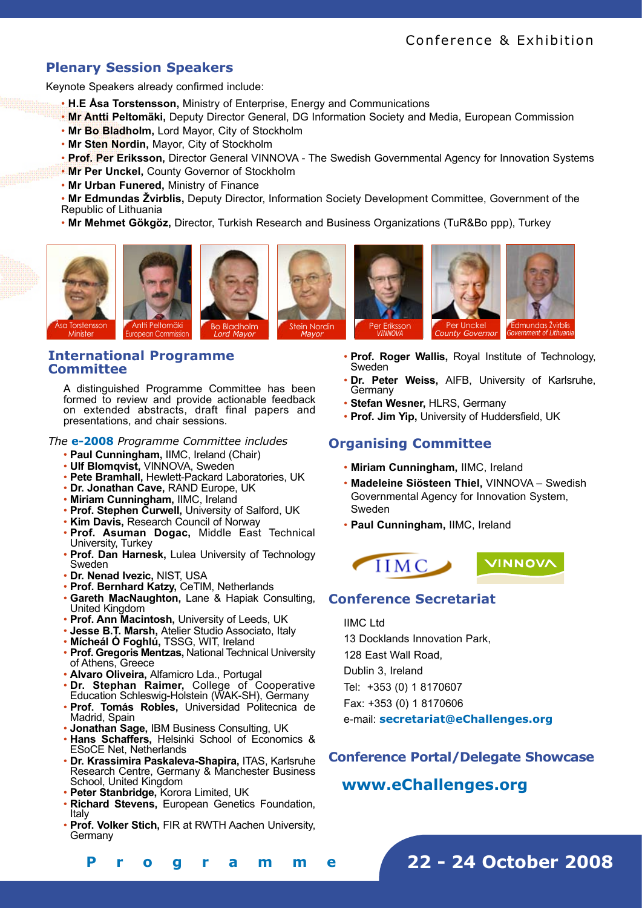## Plenary Session Speakers

Keynote Speakers already confirmed include:

- **H.E Åsa Torstensson,** Ministry of Enterprise, Energy and Communications
- **Mr Antti Peltomäki,** Deputy Director General, DG Information Society and Media, European Commission
- **Mr Bo Bladholm,** Lord Mayor, City of Stockholm
- **Mr Sten Nordin,** Mayor, City of Stockholm
- **Prof. Per Eriksson,** Director General VINNOVA - The Swedish Governmental Agency for Innovation Systems
- **Mr Per Unckel,** County Governor of Stockholm
- **Mr Urban Funered,** Ministry of Finance
- **Mr Edmundas Žvirblis,** Deputy Director, Information Society Development Committee, Government of the Republic of Lithuania
- **Mr Mehmet Gökgöz,** Director, Turkish Research and Business Organizations (TuR&Bo ppp), Turkey

Åsa Torstensson *Minister*

Antti Peltomäki *European Commission*

Bo Bladholm *Lord Mayor*

Stein Nordin *Mayor*

Per Eriksson *VINNOVA*

Per Unckel *County Governor*

Edmundas Žvirblis *Government of Lithuania*

## International Programme Committee

A distinguished Programme Committee has been formed to review and provide actionable feedback on extended abstracts, draft final papers and presentations, and chair sessions.

*The* **e-2008** *Programme Committee includes*

- **Paul Cunningham,** IIMC, Ireland (Chair)
- **Ulf Blomqvist,** VINNOVA, Sweden
- **Pete Bramhall,** Hewlett-Packard Laboratories, UK
- **Dr. Jonathan Cave,** RAND Europe, UK
- **Miriam Cunningham,** IIMC, Ireland
- **Prof. Stephen Curwell,** University of Salford, UK
- **Kim Davis,** Research Council of Norway
- **Prof. Asuman Dogac,** Middle East Technical University, Turkey
- **Prof. Dan Harnesk,** Lulea University of Technology Sweden
- **Dr. Nenad Ivezic,** NIST, USA
- **Prof. Bernhard Katzy,** CeTIM, Netherlands
- **Gareth MacNaughton,** Lane & Hapiak Consulting, United Kingdom
- **Prof. Ann Macintosh,** University of Leeds, UK
- **Jesse B.T. Marsh,** Atelier Studio Associato, Italy
- **Mícheál Ó Foghlú,** TSSG, WIT, Ireland
- **Prof. Gregoris Mentzas,** National Technical University of Athens, Greece
- **Alvaro Oliveira,** Alfamicro Lda., Portugal
- **Dr. Stephan Raimer,** College of Cooperative Education Schleswig-Holstein (WAK-SH), Germany
- **Prof. Tomás Robles,** Universidad Politecnica de Madrid, Spain
- **Jonathan Sage,** IBM Business Consulting, UK
- **Hans Schaffers,** Helsinki School of Economics & ESoCE Net, Netherlands
- **Dr. Krassimira Paskaleva-Shapira,** ITAS, Karlsruhe Research Centre, Germany & Manchester Business School, United Kingdom
- **Peter Stanbridge,** Korora Limited, UK
- **Richard Stevens,** European Genetics Foundation, Italy
- **Prof. Volker Stich,** FIR at RWTH Aachen University, Germany
- **Prof. Roger Wallis,** Royal Institute of Technology, Sweden
- **Dr. Peter Weiss,** AIFB, University of Karlsruhe, Germany
- **Stefan Wesner,** HLRS, Germany
- **Prof. Jim Yip,** University of Huddersfield, UK

## Organising Committee

- **Miriam Cunningham,** IIMC, Ireland
- **Madeleine Siösteen Thiel,** VINNOVA – Swedish Governmental Agency for Innovation System, Sweden
- **Paul Cunningham,** IIMC, Ireland

IIMC VINNOVA

## Conference Secretariat

IIMC Ltd
13 Docklands Innovation Park,
128 East Wall Road,
Dublin 3, Ireland
Tel: +353 (0) 1 8170607
Fax: +353 (0) 1 8170606
e-mail: **secretariat@eChallenges.org**

## Conference Portal/Delegate Showcase

**www.eChallenges.org**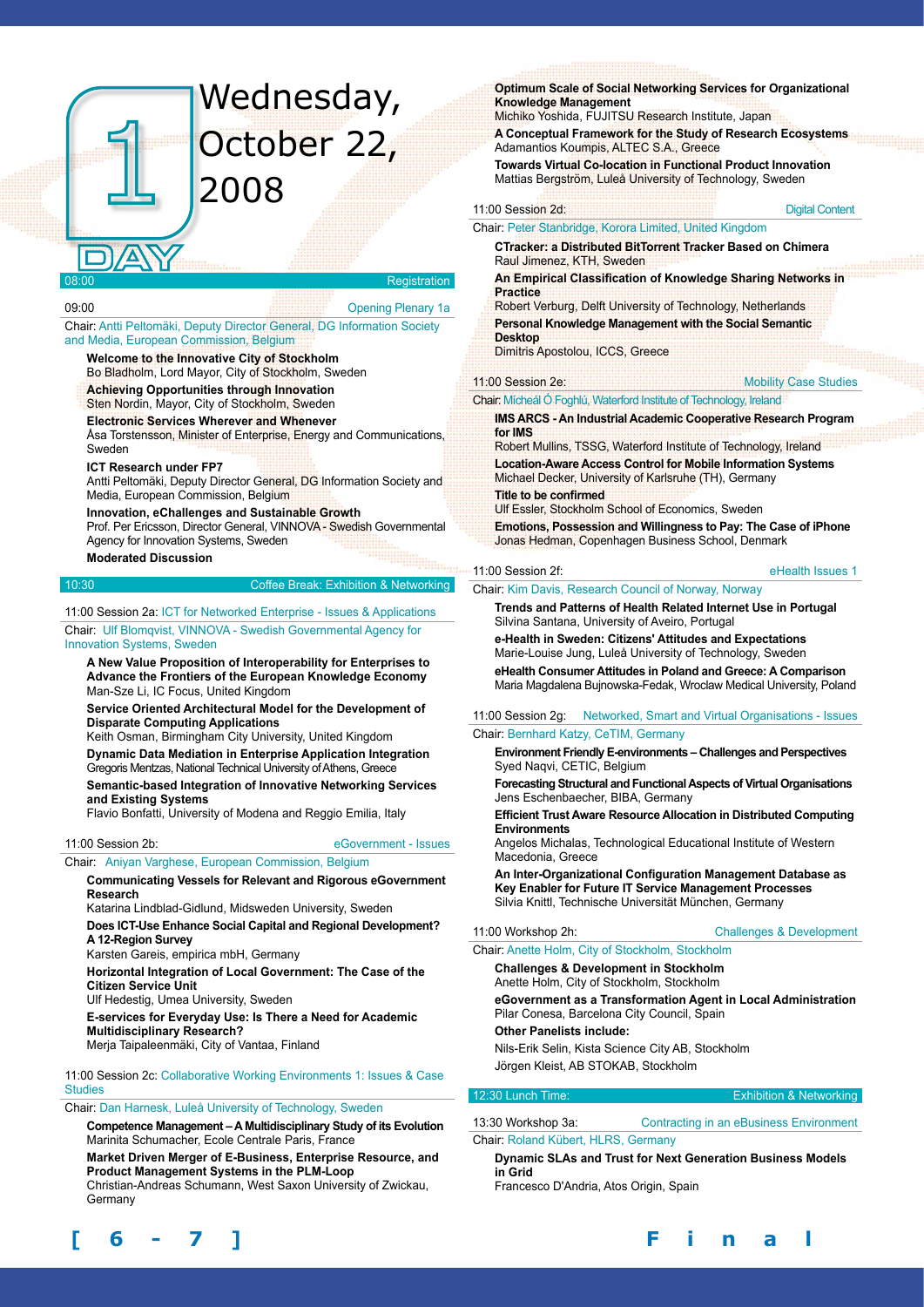# DAY 1 — Wednesday, October 22, 2008

**08:00** — Registration

**09:00** — Opening Plenary 1a

Chair: Antti Peltomäki, Deputy Director General, DG Information Society and Media, European Commission, Belgium

**Welcome to the Innovative City of Stockholm**
Bo Bladholm, Lord Mayor, City of Stockholm, Sweden

**Achieving Opportunities through Innovation**
Sten Nordin, Mayor, City of Stockholm, Sweden

**Electronic Services Wherever and Whenever**
Åsa Torstensson, Minister of Enterprise, Energy and Communications, Sweden

**ICT Research under FP7**
Antti Peltomäki, Deputy Director General, DG Information Society and Media, European Commission, Belgium

**Innovation, eChallenges and Sustainable Growth**
Prof. Per Ericsson, Director General, VINNOVA - Swedish Governmental Agency for Innovation Systems, Sweden

**Moderated Discussion**

**10:30** — Coffee Break: Exhibition & Networking

**11:00 Session 2a:** ICT for Networked Enterprise - Issues & Applications

Chair: Ulf Blomqvist, VINNOVA - Swedish Governmental Agency for Innovation Systems, Sweden

**A New Value Proposition of Interoperability for Enterprises to Advance the Frontiers of the European Knowledge Economy**
Man-Sze Li, IC Focus, United Kingdom

**Service Oriented Architectural Model for the Development of Disparate Computing Applications**
Keith Osman, Birmingham City University, United Kingdom

**Dynamic Data Mediation in Enterprise Application Integration**
Gregoris Mentzas, National Technical University of Athens, Greece

**Semantic-based Integration of Innovative Networking Services and Existing Systems**
Flavio Bonfatti, University of Modena and Reggio Emilia, Italy

**11:00 Session 2b:** eGovernment - Issues

Chair: Aniyan Varghese, European Commission, Belgium

**Communicating Vessels for Relevant and Rigorous eGovernment Research**
Katarina Lindblad-Gidlund, Midsweden University, Sweden

**Does ICT-Use Enhance Social Capital and Regional Development? A 12-Region Survey**
Karsten Gareis, empirica mbH, Germany

**Horizontal Integration of Local Government: The Case of the Citizen Service Unit**
Ulf Hedestig, Umea University, Sweden

**E-services for Everyday Use: Is There a Need for Academic Multidisciplinary Research?**
Merja Taipaleenmäki, City of Vantaa, Finland

**11:00 Session 2c:** Collaborative Working Environments 1: Issues & Case Studies

Chair: Dan Harnesk, Luleå University of Technology, Sweden

**Competence Management – A Multidisciplinary Study of its Evolution**
Marinita Schumacher, Ecole Centrale Paris, France

**Market Driven Merger of E-Business, Enterprise Resource, and Product Management Systems in the PLM-Loop**
Christian-Andreas Schumann, West Saxon University of Zwickau, Germany

**Optimum Scale of Social Networking Services for Organizational Knowledge Management**
Michiko Yoshida, FUJITSU Research Institute, Japan

**A Conceptual Framework for the Study of Research Ecosystems**
Adamantios Koumpis, ALTEC S.A., Greece

**Towards Virtual Co-location in Functional Product Innovation**
Mattias Bergström, Luleå University of Technology, Sweden

**11:00 Session 2d:** Digital Content

Chair: Peter Stanbridge, Korora Limited, United Kingdom

**CTracker: a Distributed BitTorrent Tracker Based on Chimera**
Raul Jimenez, KTH, Sweden

**An Empirical Classification of Knowledge Sharing Networks in Practice**
Robert Verburg, Delft University of Technology, Netherlands

**Personal Knowledge Management with the Social Semantic Desktop**
Dimitris Apostolou, ICCS, Greece

**11:00 Session 2e:** Mobility Case Studies

Chair: Mícheál Ó Foghlú, Waterford Institute of Technology, Ireland

**IMS ARCS - An Industrial Academic Cooperative Research Program for IMS**
Robert Mullins, TSSG, Waterford Institute of Technology, Ireland

**Location-Aware Access Control for Mobile Information Systems**
Michael Decker, University of Karlsruhe (TH), Germany

**Title to be confirmed**
Ulf Essler, Stockholm School of Economics, Sweden

**Emotions, Possession and Willingness to Pay: The Case of iPhone**
Jonas Hedman, Copenhagen Business School, Denmark

**11:00 Session 2f:** eHealth Issues 1

Chair: Kim Davis, Research Council of Norway, Norway

**Trends and Patterns of Health Related Internet Use in Portugal**
Silvina Santana, University of Aveiro, Portugal

**e-Health in Sweden: Citizens' Attitudes and Expectations**
Marie-Louise Jung, Luleå University of Technology, Sweden

**eHealth Consumer Attitudes in Poland and Greece: A Comparison**
Maria Magdalena Bujnowska-Fedak, Wroclaw Medical University, Poland

**11:00 Session 2g:** Networked, Smart and Virtual Organisations - Issues

Chair: Bernhard Katzy, CeTIM, Germany

**Environment Friendly E-environments – Challenges and Perspectives**
Syed Naqvi, CETIC, Belgium

**Forecasting Structural and Functional Aspects of Virtual Organisations**
Jens Eschenbaecher, BIBA, Germany

**Efficient Trust Aware Resource Allocation in Distributed Computing Environments**
Angelos Michalas, Technological Educational Institute of Western Macedonia, Greece

**An Inter-Organizational Configuration Management Database as Key Enabler for Future IT Service Management Processes**
Silvia Knittl, Technische Universität München, Germany

**11:00 Workshop 2h:** Challenges & Development

Chair: Anette Holm, City of Stockholm, Stockholm

**Challenges & Development in Stockholm**
Anette Holm, City of Stockholm, Stockholm

**eGovernment as a Transformation Agent in Local Administration**
Pilar Conesa, Barcelona City Council, Spain

**Other Panelists include:**

Nils-Erik Selin, Kista Science City AB, Stockholm

Jörgen Kleist, AB STOKAB, Stockholm

**12:30 Lunch Time:** Exhibition & Networking

**13:30 Workshop 3a:** Contracting in an eBusiness Environment

Chair: Roland Kübert, HLRS, Germany

**Dynamic SLAs and Trust for Next Generation Business Models in Grid**
Francesco D'Andria, Atos Origin, Spain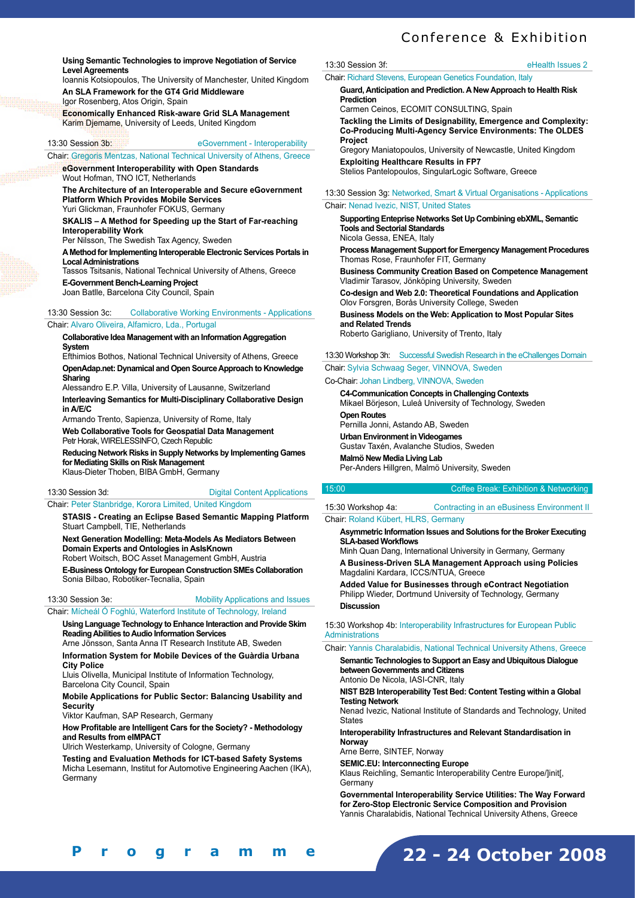**Using Semantic Technologies to improve Negotiation of Service Level Agreements**
Ioannis Kotsiopoulos, The University of Manchester, United Kingdom

**An SLA Framework for the GT4 Grid Middleware**
Igor Rosenberg, Atos Origin, Spain

**Economically Enhanced Risk-aware Grid SLA Management**
Karim Djemame, University of Leeds, United Kingdom

### 13:30 Session 3b: eGovernment - Interoperability

Chair: Gregoris Mentzas, National Technical University of Athens, Greece

**eGovernment Interoperability with Open Standards**
Wout Hofman, TNO ICT, Netherlands

**The Architecture of an Interoperable and Secure eGovernment Platform Which Provides Mobile Services**
Yuri Glickman, Fraunhofer FOKUS, Germany

**SKALIS – A Method for Speeding up the Start of Far-reaching Interoperability Work**
Per Nilsson, The Swedish Tax Agency, Sweden

**A Method for Implementing Interoperable Electronic Services Portals in Local Administrations**
Tassos Tsitsanis, National Technical University of Athens, Greece

**E-Government Bench-Learning Project**
Joan Batlle, Barcelona City Council, Spain

### 13:30 Session 3c: Collaborative Working Environments - Applications

Chair: Alvaro Oliveira, Alfamicro, Lda., Portugal

**Collaborative Idea Management with an Information Aggregation System**
Efthimios Bothos, National Technical University of Athens, Greece

**OpenAdap.net: Dynamical and Open Source Approach to Knowledge Sharing**
Alessandro E.P. Villa, University of Lausanne, Switzerland

**Interleaving Semantics for Multi-Disciplinary Collaborative Design in A/E/C**
Armando Trento, Sapienza, University of Rome, Italy

**Web Collaborative Tools for Geospatial Data Management**
Petr Horak, WIRELESSINFO, Czech Republic

**Reducing Network Risks in Supply Networks by Implementing Games for Mediating Skills on Risk Management**
Klaus-Dieter Thoben, BIBA GmbH, Germany

### 13:30 Session 3d: Digital Content Applications

Chair: Peter Stanbridge, Korora Limited, United Kingdom

**STASIS - Creating an Eclipse Based Semantic Mapping Platform**
Stuart Campbell, TIE, Netherlands

**Next Generation Modelling: Meta-Models As Mediators Between Domain Experts and Ontologies in AsIsKnown**
Robert Woitsch, BOC Asset Management GmbH, Austria

**E-Business Ontology for European Construction SMEs Collaboration**
Sonia Bilbao, Robotiker-Tecnalia, Spain

### 13:30 Session 3e: Mobility Applications and Issues

Chair: Mícheál Ó Foghlú, Waterford Institute of Technology, Ireland

**Using Language Technology to Enhance Interaction and Provide Skim Reading Abilities to Audio Information Services**
Arne Jönsson, Santa Anna IT Research Institute AB, Sweden

**Information System for Mobile Devices of the Guàrdia Urbana City Police**
Lluis Olivella, Municipal Institute of Information Technology, Barcelona City Council, Spain

**Mobile Applications for Public Sector: Balancing Usability and Security**
Viktor Kaufman, SAP Research, Germany

**How Profitable are Intelligent Cars for the Society? - Methodology and Results from eIMPACT**
Ulrich Westerkamp, University of Cologne, Germany

**Testing and Evaluation Methods for ICT-based Safety Systems**
Micha Lesemann, Institut for Automotive Engineering Aachen (IKA), Germany

### 13:30 Session 3f: eHealth Issues 2

Chair: Richard Stevens, European Genetics Foundation, Italy

**Guard, Anticipation and Prediction. A New Approach to Health Risk Prediction**
Carmen Ceinos, ECOMIT CONSULTING, Spain

**Tackling the Limits of Designability, Emergence and Complexity: Co-Producing Multi-Agency Service Environments: The OLDES Project**
Gregory Maniatopoulos, University of Newcastle, United Kingdom

**Exploiting Healthcare Results in FP7**
Stelios Pantelopoulos, SingularLogic Software, Greece

### 13:30 Session 3g: Networked, Smart & Virtual Organisations - Applications

Chair: Nenad Ivezic, NIST, United States

**Supporting Enteprise Networks Set Up Combining ebXML, Semantic Tools and Sectorial Standards**
Nicola Gessa, ENEA, Italy

**Process Management Support for Emergency Management Procedures**
Thomas Rose, Fraunhofer FIT, Germany

**Business Community Creation Based on Competence Management**
Vladimir Tarasov, Jönköping University, Sweden

**Co-design and Web 2.0: Theoretical Foundations and Application**
Olov Forsgren, Borås University College, Sweden

**Business Models on the Web: Application to Most Popular Sites and Related Trends**
Roberto Garigliano, University of Trento, Italy

### 13:30 Workshop 3h: Successful Swedish Research in the eChallenges Domain

Chair: Sylvia Schwaag Seger, VINNOVA, Sweden

Co-Chair: Johan Lindberg, VINNOVA, Sweden

**C4-Communication Concepts in Challenging Contexts**
Mikael Börjeson, Luleå University of Technology, Sweden

**Open Routes**
Pernilla Jonni, Astando AB, Sweden

**Urban Environment in Videogames**
Gustav Taxén, Avalanche Studios, Sweden

**Malmö New Media Living Lab**
Per-Anders Hillgren, Malmö University, Sweden

### 15:00 Coffee Break: Exhibition & Networking

### 15:30 Workshop 4a: Contracting in an eBusiness Environment II

Chair: Roland Kübert, HLRS, Germany

**Asymmetric Information Issues and Solutions for the Broker Executing SLA-based Workflows**
Minh Quan Dang, International University in Germany, Germany

**A Business-Driven SLA Management Approach using Policies**
Magdalini Kardara, ICCS/NTUA, Greece

**Added Value for Businesses through eContract Negotiation**
Philipp Wieder, Dortmund University of Technology, Germany

**Discussion**

### 15:30 Workshop 4b: Interoperability Infrastructures for European Public Administrations

Chair: Yannis Charalabidis, National Technical University Athens, Greece

**Semantic Technologies to Support an Easy and Ubiquitous Dialogue between Governments and Citizens**
Antonio De Nicola, IASI-CNR, Italy

**NIST B2B Interoperability Test Bed: Content Testing within a Global Testing Network**
Nenad Ivezic, National Institute of Standards and Technology, United States

**Interoperability Infrastructures and Relevant Standardisation in Norway**
Arne Berre, SINTEF, Norway

**SEMIC.EU: Interconnecting Europe**
Klaus Reichling, Semantic Interoperability Centre Europe/]init[, Germany

**Governmental Interoperability Service Utilities: The Way Forward for Zero-Stop Electronic Service Composition and Provision**
Yannis Charalabidis, National Technical University Athens, Greece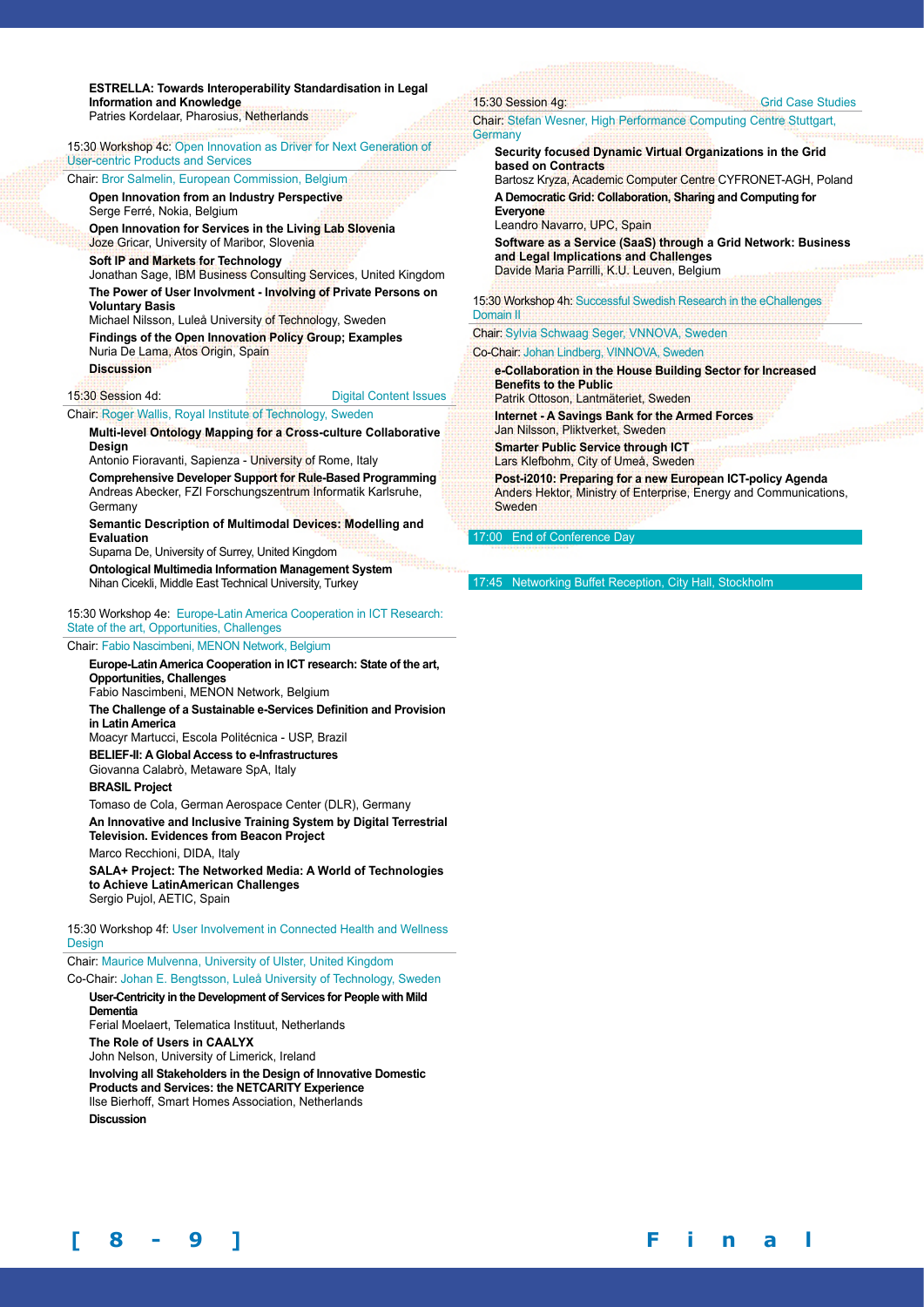**ESTRELLA: Towards Interoperability Standardisation in Legal Information and Knowledge**
Patries Kordelaar, Pharosius, Netherlands

15:30 Workshop 4c: Open Innovation as Driver for Next Generation of User-centric Products and Services

Chair: Bror Salmelin, European Commission, Belgium

**Open Innovation from an Industry Perspective**
Serge Ferré, Nokia, Belgium

**Open Innovation for Services in the Living Lab Slovenia**
Joze Gricar, University of Maribor, Slovenia

**Soft IP and Markets for Technology**
Jonathan Sage, IBM Business Consulting Services, United Kingdom

**The Power of User Involvment - Involving of Private Persons on Voluntary Basis**
Michael Nilsson, Luleå University of Technology, Sweden

**Findings of the Open Innovation Policy Group; Examples**
Nuria De Lama, Atos Origin, Spain

**Discussion**

15:30 Session 4d: Digital Content Issues

Chair: Roger Wallis, Royal Institute of Technology, Sweden

**Multi-level Ontology Mapping for a Cross-culture Collaborative Design**
Antonio Fioravanti, Sapienza - University of Rome, Italy

**Comprehensive Developer Support for Rule-Based Programming**
Andreas Abecker, FZI Forschungszentrum Informatik Karlsruhe, Germany

**Semantic Description of Multimodal Devices: Modelling and Evaluation**
Suparna De, University of Surrey, United Kingdom

**Ontological Multimedia Information Management System**
Nihan Cicekli, Middle East Technical University, Turkey

15:30 Workshop 4e: Europe-Latin America Cooperation in ICT Research: State of the art, Opportunities, Challenges

Chair: Fabio Nascimbeni, MENON Network, Belgium

**Europe-Latin America Cooperation in ICT research: State of the art, Opportunities, Challenges**
Fabio Nascimbeni, MENON Network, Belgium

**The Challenge of a Sustainable e-Services Definition and Provision in Latin America**
Moacyr Martucci, Escola Politécnica - USP, Brazil

**BELIEF-II: A Global Access to e-Infrastructures**
Giovanna Calabrò, Metaware SpA, Italy

**BRASIL Project**
Tomaso de Cola, German Aerospace Center (DLR), Germany

**An Innovative and Inclusive Training System by Digital Terrestrial Television. Evidences from Beacon Project**
Marco Recchioni, DIDA, Italy

**SALA+ Project: The Networked Media: A World of Technologies to Achieve LatinAmerican Challenges**
Sergio Pujol, AETIC, Spain

15:30 Workshop 4f: User Involvement in Connected Health and Wellness Design

Chair: Maurice Mulvenna, University of Ulster, United Kingdom

Co-Chair: Johan E. Bengtsson, Luleå University of Technology, Sweden

**User-Centricity in the Development of Services for People with Mild Dementia**
Ferial Moelaert, Telematica Instituut, Netherlands

**The Role of Users in CAALYX**
John Nelson, University of Limerick, Ireland

**Involving all Stakeholders in the Design of Innovative Domestic Products and Services: the NETCARITY Experience**
Ilse Bierhoff, Smart Homes Association, Netherlands

**Discussion**

15:30 Session 4g: Grid Case Studies

Chair: Stefan Wesner, High Performance Computing Centre Stuttgart, Germany

**Security focused Dynamic Virtual Organizations in the Grid based on Contracts**
Bartosz Kryza, Academic Computer Centre CYFRONET-AGH, Poland

**A Democratic Grid: Collaboration, Sharing and Computing for Everyone**
Leandro Navarro, UPC, Spain

**Software as a Service (SaaS) through a Grid Network: Business and Legal Implications and Challenges**
Davide Maria Parrilli, K.U. Leuven, Belgium

15:30 Workshop 4h: Successful Swedish Research in the eChallenges Domain II

Chair: Sylvia Schwaag Seger, VNNOVA, Sweden

Co-Chair: Johan Lindberg, VINNOVA, Sweden

**e-Collaboration in the House Building Sector for Increased Benefits to the Public**
Patrik Ottoson, Lantmäteriet, Sweden

**Internet - A Savings Bank for the Armed Forces**
Jan Nilsson, Pliktverket, Sweden

**Smarter Public Service through ICT**
Lars Klefbohm, City of Umeå, Sweden

**Post-i2010: Preparing for a new European ICT-policy Agenda**
Anders Hektor, Ministry of Enterprise, Energy and Communications, Sweden

17:00 End of Conference Day

17:45 Networking Buffet Reception, City Hall, Stockholm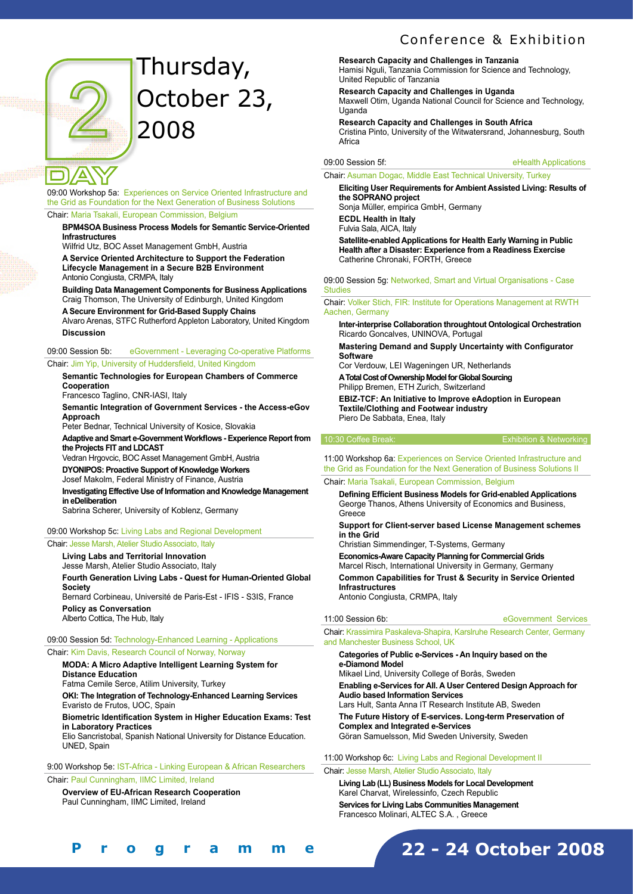# Day 2 – Thursday, October 23, 2008

09:00 Workshop 5a: Experiences on Service Oriented Infrastructure and the Grid as Foundation for the Next Generation of Business Solutions

Chair: Maria Tsakali, European Commission, Belgium

**BPM4SOA Business Process Models for Semantic Service-Oriented Infrastructures**
Wilfrid Utz, BOC Asset Management GmbH, Austria

**A Service Oriented Architecture to Support the Federation Lifecycle Management in a Secure B2B Environment**
Antonio Congiusta, CRMPA, Italy

**Building Data Management Components for Business Applications**
Craig Thomson, The University of Edinburgh, United Kingdom

**A Secure Environment for Grid-Based Supply Chains**
Alvaro Arenas, STFC Rutherford Appleton Laboratory, United Kingdom

**Discussion**

09:00 Session 5b: eGovernment - Leveraging Co-operative Platforms

Chair: Jim Yip, University of Huddersfield, United Kingdom

**Semantic Technologies for European Chambers of Commerce Cooperation**
Francesco Taglino, CNR-IASI, Italy

**Semantic Integration of Government Services - the Access-eGov Approach**
Peter Bednar, Technical University of Kosice, Slovakia

**Adaptive and Smart e-Government Workflows - Experience Report from the Projects FIT and LDCAST**
Vedran Hrgovcic, BOC Asset Management GmbH, Austria

**DYONIPOS: Proactive Support of Knowledge Workers**
Josef Makolm, Federal Ministry of Finance, Austria

**Investigating Effective Use of Information and Knowledge Management in eDeliberation**
Sabrina Scherer, University of Koblenz, Germany

09:00 Workshop 5c: Living Labs and Regional Development

Chair: Jesse Marsh, Atelier Studio Associato, Italy

**Living Labs and Territorial Innovation**
Jesse Marsh, Atelier Studio Associato, Italy

**Fourth Generation Living Labs - Quest for Human-Oriented Global Society**
Bernard Corbineau, Université de Paris-Est - IFIS - S3IS, France

**Policy as Conversation**
Alberto Cottica, The Hub, Italy

09:00 Session 5d: Technology-Enhanced Learning - Applications

Chair: Kim Davis, Research Council of Norway, Norway

**MODA: A Micro Adaptive Intelligent Learning System for Distance Education**
Fatma Cemile Serce, Atilim University, Turkey

**OKI: The Integration of Technology-Enhanced Learning Services**
Evaristo de Frutos, UOC, Spain

**Biometric Identification System in Higher Education Exams: Test in Laboratory Practices**
Elio Sancristobal, Spanish National University for Distance Education. UNED, Spain

9:00 Workshop 5e: IST-Africa - Linking European & African Researchers

Chair: Paul Cunningham, IIMC Limited, Ireland

**Overview of EU-African Research Cooperation**
Paul Cunningham, IIMC Limited, Ireland

**Research Capacity and Challenges in Tanzania**
Hamisi Nguli, Tanzania Commission for Science and Technology, United Republic of Tanzania

**Research Capacity and Challenges in Uganda**
Maxwell Otim, Uganda National Council for Science and Technology, Uganda

**Research Capacity and Challenges in South Africa**
Cristina Pinto, University of the Witwatersrand, Johannesburg, South Africa

09:00 Session 5f: eHealth Applications

Chair: Asuman Dogac, Middle East Technical University, Turkey

**Eliciting User Requirements for Ambient Assisted Living: Results of the SOPRANO project**
Sonja Müller, empirica GmbH, Germany

**ECDL Health in Italy**
Fulvia Sala, AICA, Italy

**Satellite-enabled Applications for Health Early Warning in Public Health after a Disaster: Experience from a Readiness Exercise**
Catherine Chronaki, FORTH, Greece

09:00 Session 5g: Networked, Smart and Virtual Organisations - Case Studies

Chair: Volker Stich, FIR: Institute for Operations Management at RWTH Aachen, Germany

**Inter-enterprise Collaboration throughtout Ontological Orchestration**
Ricardo Goncalves, UNINOVA, Portugal

**Mastering Demand and Supply Uncertainty with Configurator Software**
Cor Verdouw, LEI Wageningen UR, Netherlands

**A Total Cost of Ownership Model for Global Sourcing**
Philipp Bremen, ETH Zurich, Switzerland

**EBIZ-TCF: An Initiative to Improve eAdoption in European Textile/Clothing and Footwear industry**
Piero De Sabbata, Enea, Italy

10:30 Coffee Break: Exhibition & Networking

11:00 Workshop 6a: Experiences on Service Oriented Infrastructure and the Grid as Foundation for the Next Generation of Business Solutions II

Chair: Maria Tsakali, European Commission, Belgium

**Defining Efficient Business Models for Grid-enabled Applications**
George Thanos, Athens University of Economics and Business, Greece

**Support for Client-server based License Management schemes in the Grid**
Christian Simmendinger, T-Systems, Germany

**Economics-Aware Capacity Planning for Commercial Grids**
Marcel Risch, International University in Germany, Germany

**Common Capabilities for Trust & Security in Service Oriented Infrastructures**
Antonio Congiusta, CRMPA, Italy

11:00 Session 6b: eGovernment Services

Chair: Krassimira Paskaleva-Shapira, Karslruhe Research Center, Germany and Manchester Business School, UK

**Categories of Public e-Services - An Inquiry based on the e-Diamond Model**
Mikael Lind, University College of Borås, Sweden

**Enabling e-Services for All. A User Centered Design Approach for Audio based Information Services**
Lars Hult, Santa Anna IT Research Institute AB, Sweden

**The Future History of E-services. Long-term Preservation of Complex and Integrated e-Services**
Göran Samuelsson, Mid Sweden University, Sweden

11:00 Workshop 6c: Living Labs and Regional Development II

Chair: Jesse Marsh, Atelier Studio Associato, Italy

**Living Lab (LL) Business Models for Local Development**
Karel Charvat, Wirelessinfo, Czech Republic

**Services for Living Labs Communities Management**
Francesco Molinari, ALTEC S.A. , Greece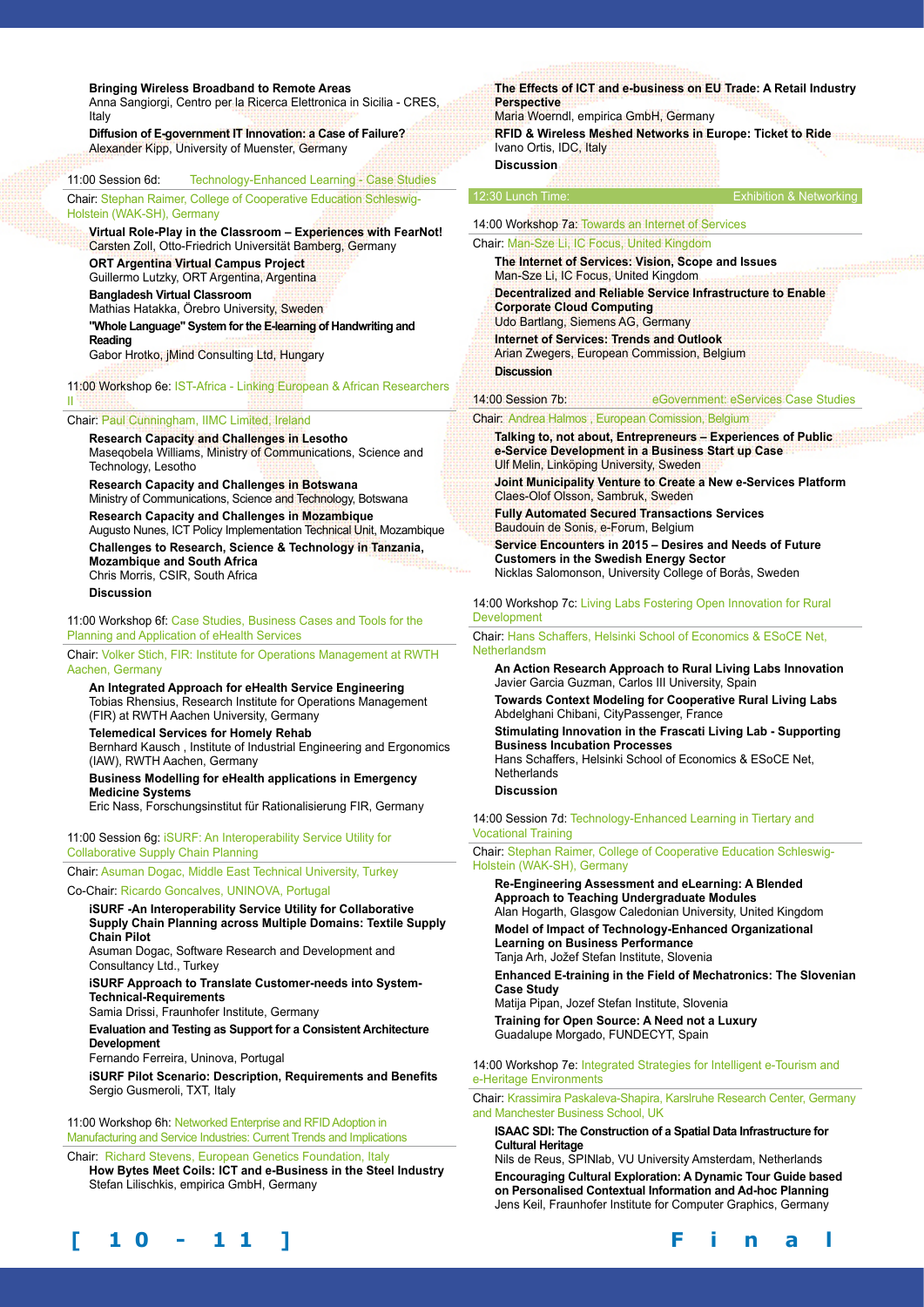**Bringing Wireless Broadband to Remote Areas**
Anna Sangiorgi, Centro per la Ricerca Elettronica in Sicilia - CRES, Italy

**Diffusion of E-government IT Innovation: a Case of Failure?**
Alexander Kipp, University of Muenster, Germany

### 11:00 Session 6d: Technology-Enhanced Learning - Case Studies

Chair: Stephan Raimer, College of Cooperative Education Schleswig-Holstein (WAK-SH), Germany

**Virtual Role-Play in the Classroom – Experiences with FearNot!**
Carsten Zoll, Otto-Friedrich Universität Bamberg, Germany

**ORT Argentina Virtual Campus Project**
Guillermo Lutzky, ORT Argentina, Argentina

**Bangladesh Virtual Classroom**
Mathias Hatakka, Örebro University, Sweden

**"Whole Language" System for the E-learning of Handwriting and Reading**
Gabor Hrotko, jMind Consulting Ltd, Hungary

### 11:00 Workshop 6e: IST-Africa - Linking European & African Researchers II

Chair: Paul Cunningham, IIMC Limited, Ireland

**Research Capacity and Challenges in Lesotho**
Maseqobela Williams, Ministry of Communications, Science and Technology, Lesotho

**Research Capacity and Challenges in Botswana**
Ministry of Communications, Science and Technology, Botswana

**Research Capacity and Challenges in Mozambique**
Augusto Nunes, ICT Policy Implementation Technical Unit, Mozambique

**Challenges to Research, Science & Technology in Tanzania, Mozambique and South Africa**
Chris Morris, CSIR, South Africa

**Discussion**

### 11:00 Workshop 6f: Case Studies, Business Cases and Tools for the Planning and Application of eHealth Services

Chair: Volker Stich, FIR: Institute for Operations Management at RWTH Aachen, Germany

**An Integrated Approach for eHealth Service Engineering**
Tobias Rhensius, Research Institute for Operations Management (FIR) at RWTH Aachen University, Germany

**Telemedical Services for Homely Rehab**
Bernhard Kausch , Institute of Industrial Engineering and Ergonomics (IAW), RWTH Aachen, Germany

**Business Modelling for eHealth applications in Emergency Medicine Systems**
Eric Nass, Forschungsinstitut für Rationalisierung FIR, Germany

### 11:00 Session 6g: iSURF: An Interoperability Service Utility for Collaborative Supply Chain Planning

Chair: Asuman Dogac, Middle East Technical University, Turkey

Co-Chair: Ricardo Goncalves, UNINOVA, Portugal

**iSURF -An Interoperability Service Utility for Collaborative Supply Chain Planning across Multiple Domains: Textile Supply Chain Pilot**
Asuman Dogac, Software Research and Development and Consultancy Ltd., Turkey

**iSURF Approach to Translate Customer-needs into System-Technical-Requirements**
Samia Drissi, Fraunhofer Institute, Germany

**Evaluation and Testing as Support for a Consistent Architecture Development**
Fernando Ferreira, Uninova, Portugal

**iSURF Pilot Scenario: Description, Requirements and Benefits**
Sergio Gusmeroli, TXT, Italy

### 11:00 Workshop 6h: Networked Enterprise and RFID Adoption in Manufacturing and Service Industries: Current Trends and Implications

Chair: Richard Stevens, European Genetics Foundation, Italy

**How Bytes Meet Coils: ICT and e-Business in the Steel Industry**
Stefan Lilischkis, empirica GmbH, Germany

**The Effects of ICT and e-business on EU Trade: A Retail Industry Perspective**
Maria Woerndl, empirica GmbH, Germany

**RFID & Wireless Meshed Networks in Europe: Ticket to Ride**
Ivano Ortis, IDC, Italy

**Discussion**

### 12:30 Lunch Time: Exhibition & Networking

### 14:00 Workshop 7a: Towards an Internet of Services

Chair: Man-Sze Li, IC Focus, United Kingdom

**The Internet of Services: Vision, Scope and Issues**
Man-Sze Li, IC Focus, United Kingdom

**Decentralized and Reliable Service Infrastructure to Enable Corporate Cloud Computing**
Udo Bartlang, Siemens AG, Germany

**Internet of Services: Trends and Outlook**
Arian Zwegers, European Commission, Belgium

**Discussion**

### 14:00 Session 7b: eGovernment: eServices Case Studies

Chair: Andrea Halmos , European Comission, Belgium

**Talking to, not about, Entrepreneurs – Experiences of Public e-Service Development in a Business Start up Case**
Ulf Melin, Linköping University, Sweden

**Joint Municipality Venture to Create a New e-Services Platform**
Claes-Olof Olsson, Sambruk, Sweden

**Fully Automated Secured Transactions Services**
Baudouin de Sonis, e-Forum, Belgium

**Service Encounters in 2015 – Desires and Needs of Future Customers in the Swedish Energy Sector**
Nicklas Salomonson, University College of Borås, Sweden

### 14:00 Workshop 7c: Living Labs Fostering Open Innovation for Rural Development

Chair: Hans Schaffers, Helsinki School of Economics & ESoCE Net, Netherlandsm

**An Action Research Approach to Rural Living Labs Innovation**
Javier Garcia Guzman, Carlos III University, Spain

**Towards Context Modeling for Cooperative Rural Living Labs**
Abdelghani Chibani, CityPassenger, France

**Stimulating Innovation in the Frascati Living Lab - Supporting Business Incubation Processes**
Hans Schaffers, Helsinki School of Economics & ESoCE Net, Netherlands

**Discussion**

### 14:00 Session 7d: Technology-Enhanced Learning in Tiertary and Vocational Training

Chair: Stephan Raimer, College of Cooperative Education Schleswig-Holstein (WAK-SH), Germany

**Re-Engineering Assessment and eLearning: A Blended Approach to Teaching Undergraduate Modules**
Alan Hogarth, Glasgow Caledonian University, United Kingdom

**Model of Impact of Technology-Enhanced Organizational Learning on Business Performance**
Tanja Arh, Jožef Stefan Institute, Slovenia

**Enhanced E-training in the Field of Mechatronics: The Slovenian Case Study**
Matija Pipan, Jozef Stefan Institute, Slovenia

**Training for Open Source: A Need not a Luxury**
Guadalupe Morgado, FUNDECYT, Spain

### 14:00 Workshop 7e: Integrated Strategies for Intelligent e-Tourism and e-Heritage Environments

Chair: Krassimira Paskaleva-Shapira, Karslruhe Research Center, Germany and Manchester Business School, UK

**ISAAC SDI: The Construction of a Spatial Data Infrastructure for Cultural Heritage**
Nils de Reus, SPINlab, VU University Amsterdam, Netherlands

**Encouraging Cultural Exploration: A Dynamic Tour Guide based on Personalised Contextual Information and Ad-hoc Planning**
Jens Keil, Fraunhofer Institute for Computer Graphics, Germany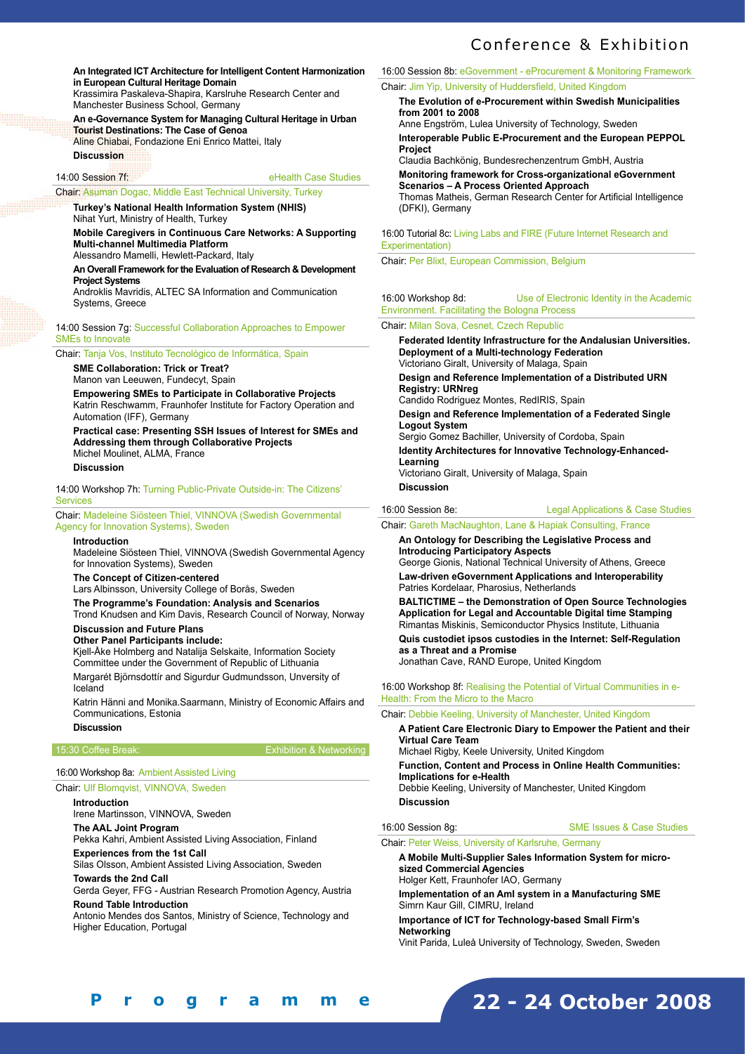**An Integrated ICT Architecture for Intelligent Content Harmonization in European Cultural Heritage Domain**
Krassimira Paskaleva-Shapira, Karslruhe Research Center and Manchester Business School, Germany

**An e-Governance System for Managing Cultural Heritage in Urban Tourist Destinations: The Case of Genoa**
Aline Chiabai, Fondazione Eni Enrico Mattei, Italy

**Discussion**

### 14:00 Session 7f: eHealth Case Studies

Chair: Asuman Dogac, Middle East Technical University, Turkey

**Turkey's National Health Information System (NHIS)**
Nihat Yurt, Ministry of Health, Turkey

**Mobile Caregivers in Continuous Care Networks: A Supporting Multi-channel Multimedia Platform**
Alessandro Mamelli, Hewlett-Packard, Italy

**An Overall Framework for the Evaluation of Research & Development Project Systems**
Androklis Mavridis, ALTEC SA Information and Communication Systems, Greece

### 14:00 Session 7g: Successful Collaboration Approaches to Empower SMEs to Innovate

Chair: Tanja Vos, Instituto Tecnológico de Informática, Spain

**SME Collaboration: Trick or Treat?**
Manon van Leeuwen, Fundecyt, Spain

**Empowering SMEs to Participate in Collaborative Projects**
Katrin Reschwamm, Fraunhofer Institute for Factory Operation and Automation (IFF), Germany

**Practical case: Presenting SSH Issues of Interest for SMEs and Addressing them through Collaborative Projects**
Michel Moulinet, ALMA, France

**Discussion**

### 14:00 Workshop 7h: Turning Public-Private Outside-in: The Citizens' Services

Chair: Madeleine Siösteen Thiel, VINNOVA (Swedish Governmental Agency for Innovation Systems), Sweden

**Introduction**
Madeleine Siösteen Thiel, VINNOVA (Swedish Governmental Agency for Innovation Systems), Sweden

**The Concept of Citizen-centered**
Lars Albinsson, University College of Borås, Sweden

**The Programme's Foundation: Analysis and Scenarios**
Trond Knudsen and Kim Davis, Research Council of Norway, Norway

**Discussion and Future Plans**

**Other Panel Participants include:**
Kjell-Åke Holmberg and Natalija Selskaite, Information Society Committee under the Government of Republic of Lithuania

Margarét Björnsdottír and Sigurdur Gudmundsson, Unversity of Iceland

Katrin Hänni and Monika.Saarmann, Ministry of Economic Affairs and Communications, Estonia

**Discussion**

### 15:30 Coffee Break: Exhibition & Networking

### 16:00 Workshop 8a: Ambient Assisted Living

Chair: Ulf Blomqvist, VINNOVA, Sweden

**Introduction**
Irene Martinsson, VINNOVA, Sweden

**The AAL Joint Program**
Pekka Kahri, Ambient Assisted Living Association, Finland

**Experiences from the 1st Call**
Silas Olsson, Ambient Assisted Living Association, Sweden

**Towards the 2nd Call**
Gerda Geyer, FFG - Austrian Research Promotion Agency, Austria

**Round Table Introduction**
Antonio Mendes dos Santos, Ministry of Science, Technology and Higher Education, Portugal

### 16:00 Session 8b: eGovernment - eProcurement & Monitoring Framework

Chair: Jim Yip, University of Huddersfield, United Kingdom

**The Evolution of e-Procurement within Swedish Municipalities from 2001 to 2008**
Anne Engström, Lulea University of Technology, Sweden

**Interoperable Public E-Procurement and the European PEPPOL Project**
Claudia Bachkönig, Bundesrechenzentrum GmbH, Austria

**Monitoring framework for Cross-organizational eGovernment Scenarios – A Process Oriented Approach**
Thomas Matheis, German Research Center for Artificial Intelligence (DFKI), Germany

### 16:00 Tutorial 8c: Living Labs and FIRE (Future Internet Research and Experimentation)

Chair: Per Blixt, European Commission, Belgium

### 16:00 Workshop 8d: Use of Electronic Identity in the Academic Environment. Facilitating the Bologna Process

Chair: Milan Sova, Cesnet, Czech Republic

**Federated Identity Infrastructure for the Andalusian Universities. Deployment of a Multi-technology Federation**
Victoriano Giralt, University of Malaga, Spain

**Design and Reference Implementation of a Distributed URN Registry: URNreg**
Candido Rodriguez Montes, RedIRIS, Spain

**Design and Reference Implementation of a Federated Single Logout System**
Sergio Gomez Bachiller, University of Cordoba, Spain

**Identity Architectures for Innovative Technology-Enhanced-Learning**
Victoriano Giralt, University of Malaga, Spain

**Discussion**

### 16:00 Session 8e: Legal Applications & Case Studies

Chair: Gareth MacNaughton, Lane & Hapiak Consulting, France

**An Ontology for Describing the Legislative Process and Introducing Participatory Aspects**
George Gionis, National Technical University of Athens, Greece

**Law-driven eGovernment Applications and Interoperability**
Patries Kordelaar, Pharosius, Netherlands

**BALTICTIME – the Demonstration of Open Source Technologies Application for Legal and Accountable Digital time Stamping**
Rimantas Miskinis, Semiconductor Physics Institute, Lithuania

**Quis custodiet ipsos custodies in the Internet: Self-Regulation as a Threat and a Promise**
Jonathan Cave, RAND Europe, United Kingdom

### 16:00 Workshop 8f: Realising the Potential of Virtual Communities in e-Health: From the Micro to the Macro

Chair: Debbie Keeling, University of Manchester, United Kingdom

**A Patient Care Electronic Diary to Empower the Patient and their Virtual Care Team**
Michael Rigby, Keele University, United Kingdom

**Function, Content and Process in Online Health Communities: Implications for e-Health**
Debbie Keeling, University of Manchester, United Kingdom

**Discussion**

### 16:00 Session 8g: SME Issues & Case Studies

Chair: Peter Weiss, University of Karlsruhe, Germany

**A Mobile Multi-Supplier Sales Information System for micro-sized Commercial Agencies**
Holger Kett, Fraunhofer IAO, Germany

**Implementation of an AmI system in a Manufacturing SME**
Simrn Kaur Gill, CIMRU, Ireland

**Importance of ICT for Technology-based Small Firm's Networking**
Vinit Parida, Luleå University of Technology, Sweden, Sweden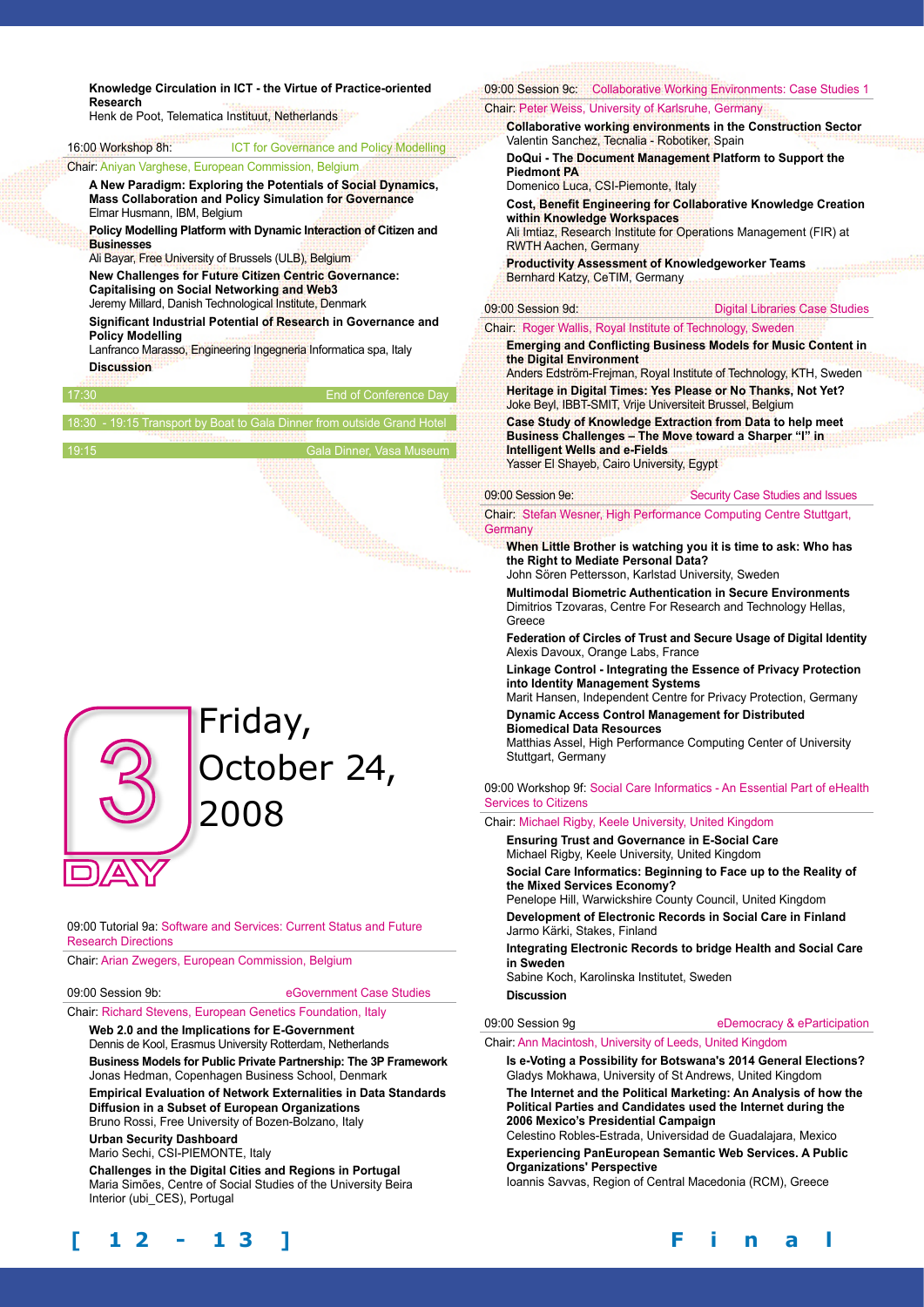**Knowledge Circulation in ICT - the Virtue of Practice-oriented Research**
Henk de Poot, Telematica Instituut, Netherlands

16:00 Workshop 8h: ICT for Governance and Policy Modelling

Chair: Aniyan Varghese, European Commission, Belgium

**A New Paradigm: Exploring the Potentials of Social Dynamics, Mass Collaboration and Policy Simulation for Governance**
Elmar Husmann, IBM, Belgium

**Policy Modelling Platform with Dynamic Interaction of Citizen and Businesses**
Ali Bayar, Free University of Brussels (ULB), Belgium

**New Challenges for Future Citizen Centric Governance: Capitalising on Social Networking and Web3**
Jeremy Millard, Danish Technological Institute, Denmark

**Significant Industrial Potential of Research in Governance and Policy Modelling**
Lanfranco Marasso, Engineering Ingegneria Informatica spa, Italy

**Discussion**

17:30 End of Conference Day

18:30 - 19:15 Transport by Boat to Gala Dinner from outside Grand Hotel

19:15 Gala Dinner, Vasa Museum

# DAY 3 Friday, October 24, 2008

09:00 Tutorial 9a: Software and Services: Current Status and Future Research Directions

Chair: Arian Zwegers, European Commission, Belgium

09:00 Session 9b: eGovernment Case Studies

Chair: Richard Stevens, European Genetics Foundation, Italy

**Web 2.0 and the Implications for E-Government**
Dennis de Kool, Erasmus University Rotterdam, Netherlands

**Business Models for Public Private Partnership: The 3P Framework**
Jonas Hedman, Copenhagen Business School, Denmark

**Empirical Evaluation of Network Externalities in Data Standards Diffusion in a Subset of European Organizations**
Bruno Rossi, Free University of Bozen-Bolzano, Italy

**Urban Security Dashboard**
Mario Sechi, CSI-PIEMONTE, Italy

**Challenges in the Digital Cities and Regions in Portugal**
Maria Simões, Centre of Social Studies of the University Beira Interior (ubi_CES), Portugal

09:00 Session 9c: Collaborative Working Environments: Case Studies 1

Chair: Peter Weiss, University of Karlsruhe, Germany

**Collaborative working environments in the Construction Sector**
Valentin Sanchez, Tecnalia - Robotiker, Spain

**DoQui - The Document Management Platform to Support the Piedmont PA**
Domenico Luca, CSI-Piemonte, Italy

**Cost, Benefit Engineering for Collaborative Knowledge Creation within Knowledge Workspaces**
Ali Imtiaz, Research Institute for Operations Management (FIR) at RWTH Aachen, Germany

**Productivity Assessment of Knowledgeworker Teams**
Bernhard Katzy, CeTIM, Germany

09:00 Session 9d: Digital Libraries Case Studies

Chair: Roger Wallis, Royal Institute of Technology, Sweden

**Emerging and Conflicting Business Models for Music Content in the Digital Environment**
Anders Edström-Frejman, Royal Institute of Technology, KTH, Sweden

**Heritage in Digital Times: Yes Please or No Thanks, Not Yet?**
Joke Beyl, IBBT-SMIT, Vrije Universiteit Brussel, Belgium

**Case Study of Knowledge Extraction from Data to help meet Business Challenges – The Move toward a Sharper "I" in Intelligent Wells and e-Fields**
Yasser El Shayeb, Cairo University, Egypt

09:00 Session 9e: Security Case Studies and Issues

Chair: Stefan Wesner, High Performance Computing Centre Stuttgart, Germany

**When Little Brother is watching you it is time to ask: Who has the Right to Mediate Personal Data?**
John Sören Pettersson, Karlstad University, Sweden

**Multimodal Biometric Authentication in Secure Environments**
Dimitrios Tzovaras, Centre For Research and Technology Hellas, Greece

**Federation of Circles of Trust and Secure Usage of Digital Identity**
Alexis Davoux, Orange Labs, France

**Linkage Control - Integrating the Essence of Privacy Protection into Identity Management Systems**
Marit Hansen, Independent Centre for Privacy Protection, Germany

**Dynamic Access Control Management for Distributed Biomedical Data Resources**
Matthias Assel, High Performance Computing Center of University Stuttgart, Germany

09:00 Workshop 9f: Social Care Informatics - An Essential Part of eHealth Services to Citizens

Chair: Michael Rigby, Keele University, United Kingdom

**Ensuring Trust and Governance in E-Social Care**
Michael Rigby, Keele University, United Kingdom

**Social Care Informatics: Beginning to Face up to the Reality of the Mixed Services Economy?**
Penelope Hill, Warwickshire County Council, United Kingdom

**Development of Electronic Records in Social Care in Finland**
Jarmo Kärki, Stakes, Finland

**Integrating Electronic Records to bridge Health and Social Care in Sweden**
Sabine Koch, Karolinska Institutet, Sweden

**Discussion**

09:00 Session 9g eDemocracy & eParticipation

Chair: Ann Macintosh, University of Leeds, United Kingdom

**Is e-Voting a Possibility for Botswana's 2014 General Elections?**
Gladys Mokhawa, University of St Andrews, United Kingdom

**The Internet and the Political Marketing: An Analysis of how the Political Parties and Candidates used the Internet during the 2006 Mexico's Presidential Campaign**
Celestino Robles-Estrada, Universidad de Guadalajara, Mexico

**Experiencing PanEuropean Semantic Web Services. A Public Organizations' Perspective**
Ioannis Savvas, Region of Central Macedonia (RCM), Greece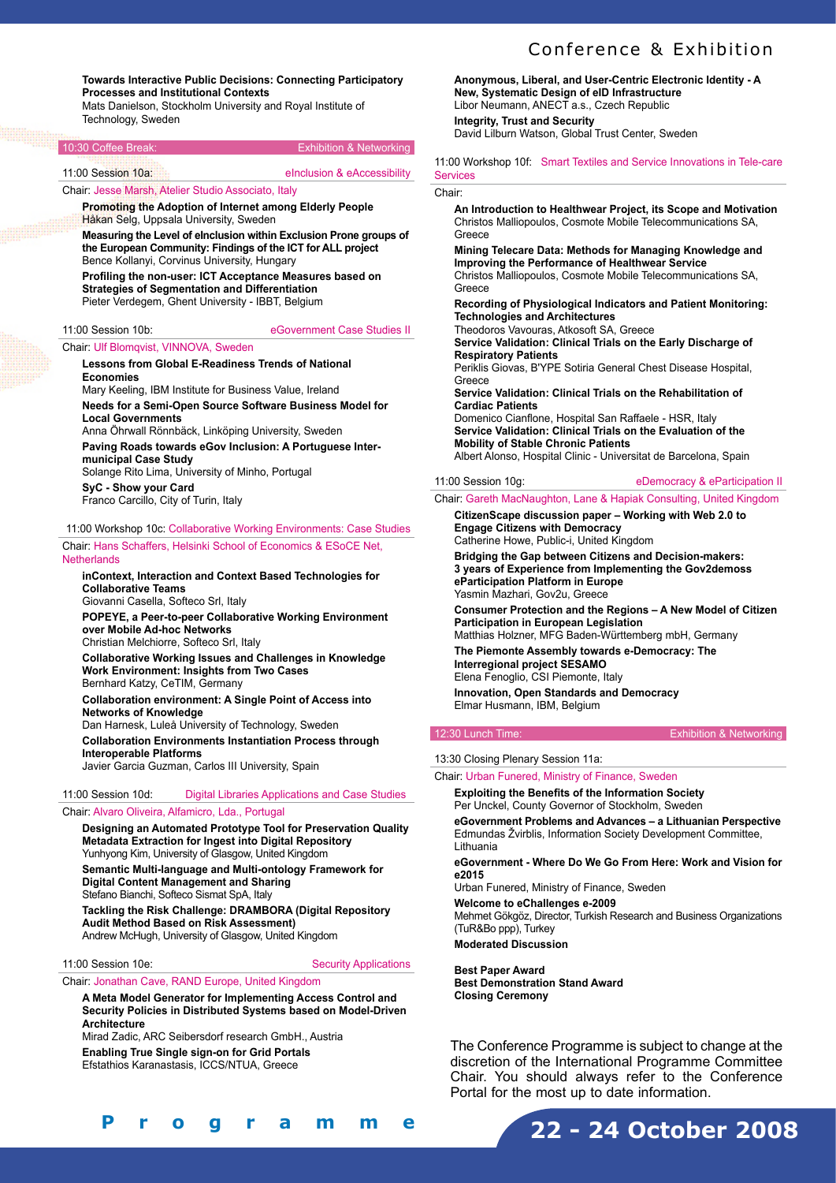**Towards Interactive Public Decisions: Connecting Participatory Processes and Institutional Contexts**
Mats Danielson, Stockholm University and Royal Institute of Technology, Sweden

10:30 Coffee Break: Exhibition & Networking

11:00 Session 10a: eInclusion & eAccessibility

Chair: Jesse Marsh, Atelier Studio Associato, Italy

**Promoting the Adoption of Internet among Elderly People**
Håkan Selg, Uppsala University, Sweden

**Measuring the Level of eInclusion within Exclusion Prone groups of the European Community: Findings of the ICT for ALL project**
Bence Kollanyi, Corvinus University, Hungary

**Profiling the non-user: ICT Acceptance Measures based on Strategies of Segmentation and Differentiation**
Pieter Verdegem, Ghent University - IBBT, Belgium

11:00 Session 10b: eGovernment Case Studies II

Chair: Ulf Blomqvist, VINNOVA, Sweden

**Lessons from Global E-Readiness Trends of National Economies**
Mary Keeling, IBM Institute for Business Value, Ireland

**Needs for a Semi-Open Source Software Business Model for Local Governments**
Anna Öhrwall Rönnbäck, Linköping University, Sweden

**Paving Roads towards eGov Inclusion: A Portuguese Inter-municipal Case Study**
Solange Rito Lima, University of Minho, Portugal

**SyC - Show your Card**
Franco Carcillo, City of Turin, Italy

11:00 Workshop 10c: Collaborative Working Environments: Case Studies

Chair: Hans Schaffers, Helsinki School of Economics & ESoCE Net, Netherlands

**inContext, Interaction and Context Based Technologies for Collaborative Teams**
Giovanni Casella, Softeco Srl, Italy

**POPEYE, a Peer-to-peer Collaborative Working Environment over Mobile Ad-hoc Networks**
Christian Melchiorre, Softeco Srl, Italy

**Collaborative Working Issues and Challenges in Knowledge Work Environment: Insights from Two Cases**
Bernhard Katzy, CeTIM, Germany

**Collaboration environment: A Single Point of Access into Networks of Knowledge**
Dan Harnesk, Luleå University of Technology, Sweden

**Collaboration Environments Instantiation Process through Interoperable Platforms**
Javier Garcia Guzman, Carlos III University, Spain

11:00 Session 10d: Digital Libraries Applications and Case Studies

Chair: Alvaro Oliveira, Alfamicro, Lda., Portugal

**Designing an Automated Prototype Tool for Preservation Quality Metadata Extraction for Ingest into Digital Repository**
Yunhyong Kim, University of Glasgow, United Kingdom

**Semantic Multi-language and Multi-ontology Framework for Digital Content Management and Sharing**
Stefano Bianchi, Softeco Sismat SpA, Italy

**Tackling the Risk Challenge: DRAMBORA (Digital Repository Audit Method Based on Risk Assessment)**
Andrew McHugh, University of Glasgow, United Kingdom

11:00 Session 10e: Security Applications

Chair: Jonathan Cave, RAND Europe, United Kingdom

**A Meta Model Generator for Implementing Access Control and Security Policies in Distributed Systems based on Model-Driven Architecture**
Mirad Zadic, ARC Seibersdorf research GmbH., Austria

**Enabling True Single sign-on for Grid Portals**
Efstathios Karanastasis, ICCS/NTUA, Greece

**Anonymous, Liberal, and User-Centric Electronic Identity - A New, Systematic Design of eID Infrastructure**
Libor Neumann, ANECT a.s., Czech Republic

**Integrity, Trust and Security**
David Lilburn Watson, Global Trust Center, Sweden

11:00 Workshop 10f: Smart Textiles and Service Innovations in Tele-care Services

Chair:

**An Introduction to Healthwear Project, its Scope and Motivation**
Christos Malliopoulos, Cosmote Mobile Telecommunications SA, Greece

**Mining Telecare Data: Methods for Managing Knowledge and Improving the Performance of Healthwear Service**
Christos Malliopoulos, Cosmote Mobile Telecommunications SA, Greece

**Recording of Physiological Indicators and Patient Monitoring: Technologies and Architectures**
Theodoros Vavouras, Atkosoft SA, Greece

**Service Validation: Clinical Trials on the Early Discharge of Respiratory Patients**
Periklis Giovas, B'YPE Sotiria General Chest Disease Hospital, Greece

**Service Validation: Clinical Trials on the Rehabilitation of Cardiac Patients**
Domenico Cianflone, Hospital San Raffaele - HSR, Italy

**Service Validation: Clinical Trials on the Evaluation of the Mobility of Stable Chronic Patients**
Albert Alonso, Hospital Clinic - Universitat de Barcelona, Spain

11:00 Session 10g: eDemocracy & eParticipation II

Chair: Gareth MacNaughton, Lane & Hapiak Consulting, United Kingdom

**CitizenScape discussion paper – Working with Web 2.0 to Engage Citizens with Democracy**
Catherine Howe, Public-i, United Kingdom

**Bridging the Gap between Citizens and Decision-makers: 3 years of Experience from Implementing the Gov2demoss eParticipation Platform in Europe**
Yasmin Mazhari, Gov2u, Greece

**Consumer Protection and the Regions – A New Model of Citizen Participation in European Legislation**
Matthias Holzner, MFG Baden-Württemberg mbH, Germany

**The Piemonte Assembly towards e-Democracy: The Interregional project SESAMO**
Elena Fenoglio, CSI Piemonte, Italy

**Innovation, Open Standards and Democracy**
Elmar Husmann, IBM, Belgium

12:30 Lunch Time: Exhibition & Networking

13:30 Closing Plenary Session 11a:

Chair: Urban Funered, Ministry of Finance, Sweden

**Exploiting the Benefits of the Information Society**
Per Unckel, County Governor of Stockholm, Sweden

**eGovernment Problems and Advances – a Lithuanian Perspective**
Edmundas Žvirblis, Information Society Development Committee, Lithuania

**eGovernment - Where Do We Go From Here: Work and Vision for e2015**
Urban Funered, Ministry of Finance, Sweden

**Welcome to eChallenges e-2009**
Mehmet Gökgöz, Director, Turkish Research and Business Organizations (TuR&Bo ppp), Turkey

**Moderated Discussion**

**Best Paper Award**
**Best Demonstration Stand Award**
**Closing Ceremony**

The Conference Programme is subject to change at the discretion of the International Programme Committee Chair. You should always refer to the Conference Portal for the most up to date information.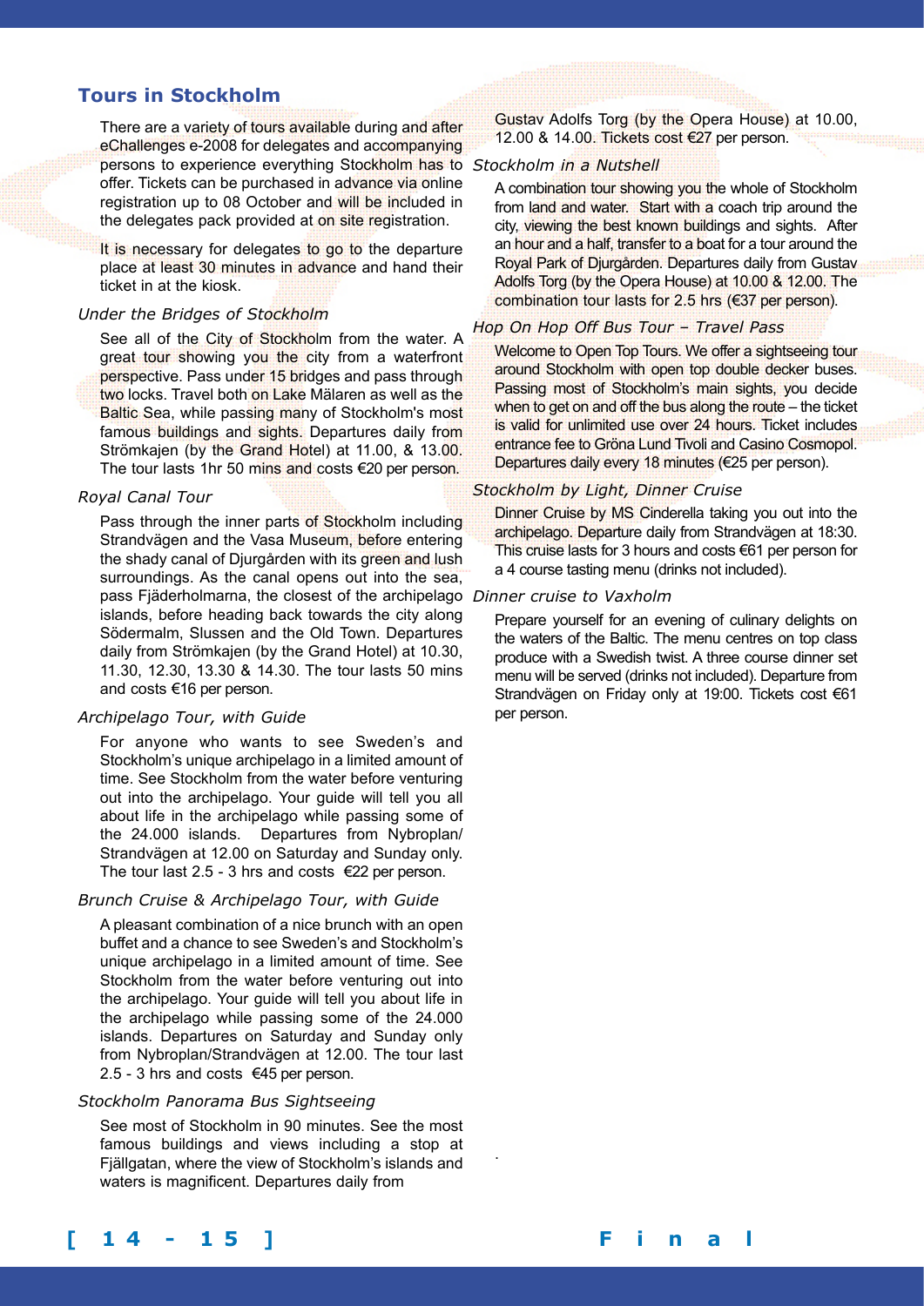## Tours in Stockholm

There are a variety of tours available during and after eChallenges e-2008 for delegates and accompanying persons to experience everything Stockholm has to offer. Tickets can be purchased in advance via online registration up to 08 October and will be included in the delegates pack provided at on site registration.

It is necessary for delegates to go to the departure place at least 30 minutes in advance and hand their ticket in at the kiosk.

### *Under the Bridges of Stockholm*

See all of the City of Stockholm from the water. A great tour showing you the city from a waterfront perspective. Pass under 15 bridges and pass through two locks. Travel both on Lake Mälaren as well as the Baltic Sea, while passing many of Stockholm's most famous buildings and sights. Departures daily from Strömkajen (by the Grand Hotel) at 11.00, & 13.00. The tour lasts 1hr 50 mins and costs €20 per person.

### *Royal Canal Tour*

Pass through the inner parts of Stockholm including Strandvägen and the Vasa Museum, before entering the shady canal of Djurgården with its green and lush surroundings. As the canal opens out into the sea, pass Fjäderholmarna, the closest of the archipelago islands, before heading back towards the city along Södermalm, Slussen and the Old Town. Departures daily from Strömkajen (by the Grand Hotel) at 10.30, 11.30, 12.30, 13.30 & 14.30. The tour lasts 50 mins and costs €16 per person.

### *Archipelago Tour, with Guide*

For anyone who wants to see Sweden's and Stockholm's unique archipelago in a limited amount of time. See Stockholm from the water before venturing out into the archipelago. Your guide will tell you all about life in the archipelago while passing some of the 24.000 islands. Departures from Nybroplan/ Strandvägen at 12.00 on Saturday and Sunday only. The tour last 2.5 - 3 hrs and costs €22 per person.

### *Brunch Cruise & Archipelago Tour, with Guide*

A pleasant combination of a nice brunch with an open buffet and a chance to see Sweden's and Stockholm's unique archipelago in a limited amount of time. See Stockholm from the water before venturing out into the archipelago. Your guide will tell you about life in the archipelago while passing some of the 24.000 islands. Departures on Saturday and Sunday only from Nybroplan/Strandvägen at 12.00. The tour last 2.5 - 3 hrs and costs €45 per person.

### *Stockholm Panorama Bus Sightseeing*

See most of Stockholm in 90 minutes. See the most famous buildings and views including a stop at Fjällgatan, where the view of Stockholm's islands and waters is magnificent. Departures daily from Gustav Adolfs Torg (by the Opera House) at 10.00, 12.00 & 14.00. Tickets cost €27 per person.

### *Stockholm in a Nutshell*

A combination tour showing you the whole of Stockholm from land and water. Start with a coach trip around the city, viewing the best known buildings and sights. After an hour and a half, transfer to a boat for a tour around the Royal Park of Djurgården. Departures daily from Gustav Adolfs Torg (by the Opera House) at 10.00 & 12.00. The combination tour lasts for 2.5 hrs (€37 per person).

### *Hop On Hop Off Bus Tour – Travel Pass*

Welcome to Open Top Tours. We offer a sightseeing tour around Stockholm with open top double decker buses. Passing most of Stockholm's main sights, you decide when to get on and off the bus along the route – the ticket is valid for unlimited use over 24 hours. Ticket includes entrance fee to Gröna Lund Tivoli and Casino Cosmopol. Departures daily every 18 minutes (€25 per person).

### *Stockholm by Light, Dinner Cruise*

Dinner Cruise by MS Cinderella taking you out into the archipelago. Departure daily from Strandvägen at 18:30. This cruise lasts for 3 hours and costs €61 per person for a 4 course tasting menu (drinks not included).

### *Dinner cruise to Vaxholm*

Prepare yourself for an evening of culinary delights on the waters of the Baltic. The menu centres on top class produce with a Swedish twist. A three course dinner set menu will be served (drinks not included). Departure from Strandvägen on Friday only at 19:00. Tickets cost €61 per person.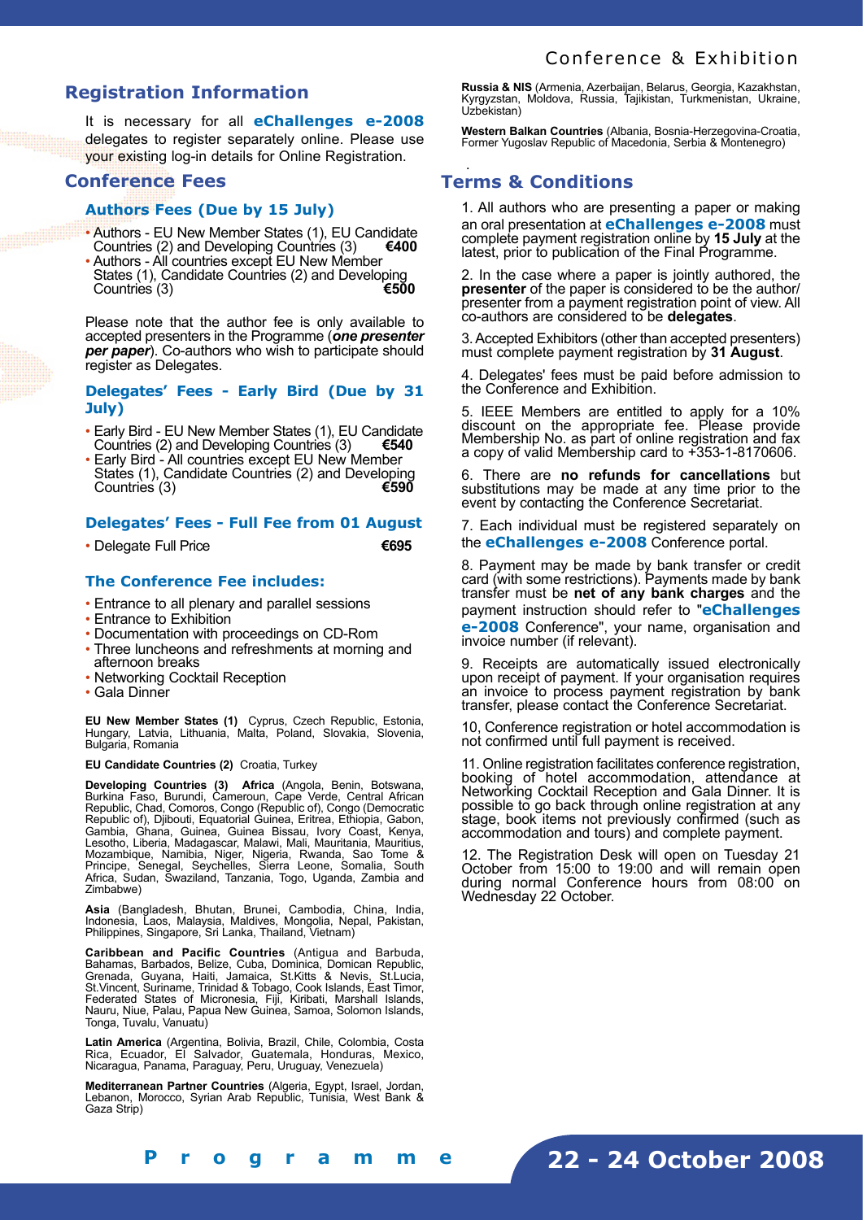## Registration Information

It is necessary for all **eChallenges e-2008** delegates to register separately online. Please use your existing log-in details for Online Registration.

## Conference Fees

### Authors Fees (Due by 15 July)

- Authors - EU New Member States (1), EU Candidate Countries (2) and Developing Countries (3) **€400**
- Authors - All countries except EU New Member States (1), Candidate Countries (2) and Developing Countries (3) **€500**

Please note that the author fee is only available to accepted presenters in the Programme (***one presenter per paper***). Co-authors who wish to participate should register as Delegates.

### Delegates' Fees - Early Bird (Due by 31 July)

- Early Bird - EU New Member States (1), EU Candidate Countries (2) and Developing Countries (3) **€540**
- Early Bird - All countries except EU New Member States (1), Candidate Countries (2) and Developing Countries (3) **€590**

### Delegates' Fees - Full Fee from 01 August

- Delegate Full Price **€695**

### The Conference Fee includes:

- Entrance to all plenary and parallel sessions
- Entrance to Exhibition
- Documentation with proceedings on CD-Rom
- Three luncheons and refreshments at morning and afternoon breaks
- Networking Cocktail Reception
- Gala Dinner

**EU New Member States (1)** Cyprus, Czech Republic, Estonia, Hungary, Latvia, Lithuania, Malta, Poland, Slovakia, Slovenia, Bulgaria, Romania

**EU Candidate Countries (2)** Croatia, Turkey

**Developing Countries (3)** **Africa** (Angola, Benin, Botswana, Burkina Faso, Burundi, Cameroun, Cape Verde, Central African Republic, Chad, Comoros, Congo (Republic of), Congo (Democratic Republic of), Djibouti, Equatorial Guinea, Eritrea, Ethiopia, Gabon, Gambia, Ghana, Guinea, Guinea Bissau, Ivory Coast, Kenya, Lesotho, Liberia, Madagascar, Malawi, Mali, Mauritania, Mauritius, Mozambique, Namibia, Niger, Nigeria, Rwanda, Sao Tome & Principe, Senegal, Seychelles, Sierra Leone, Somalia, South Africa, Sudan, Swaziland, Tanzania, Togo, Uganda, Zambia and Zimbabwe)

**Asia** (Bangladesh, Bhutan, Brunei, Cambodia, China, India, Indonesia, Laos, Malaysia, Maldives, Mongolia, Nepal, Pakistan, Philippines, Singapore, Sri Lanka, Thailand, Vietnam)

**Caribbean and Pacific Countries** (Antigua and Barbuda, Bahamas, Barbados, Belize, Cuba, Dominica, Domican Republic, Grenada, Guyana, Haiti, Jamaica, St.Kitts & Nevis, St.Lucia, St.Vincent, Suriname, Trinidad & Tobago, Cook Islands, East Timor, Federated States of Micronesia, Fiji, Kiribati, Marshall Islands, Nauru, Niue, Palau, Papua New Guinea, Samoa, Solomon Islands, Tonga, Tuvalu, Vanuatu)

**Latin America** (Argentina, Bolivia, Brazil, Chile, Colombia, Costa Rica, Ecuador, El Salvador, Guatemala, Honduras, Mexico, Nicaragua, Panama, Paraguay, Peru, Uruguay, Venezuela)

**Mediterranean Partner Countries** (Algeria, Egypt, Israel, Jordan, Lebanon, Morocco, Syrian Arab Republic, Tunisia, West Bank & Gaza Strip)

**Russia & NIS** (Armenia, Azerbaijan, Belarus, Georgia, Kazakhstan, Kyrgyzstan, Moldova, Russia, Tajikistan, Turkmenistan, Ukraine, Uzbekistan)

**Western Balkan Countries** (Albania, Bosnia-Herzegovina-Croatia, Former Yugoslav Republic of Macedonia, Serbia & Montenegro)

## Terms & Conditions

1. All authors who are presenting a paper or making an oral presentation at **eChallenges e-2008** must complete payment registration online by **15 July** at the latest, prior to publication of the Final Programme.

2. In the case where a paper is jointly authored, the **presenter** of the paper is considered to be the author/ presenter from a payment registration point of view. All co-authors are considered to be **delegates**.

3. Accepted Exhibitors (other than accepted presenters) must complete payment registration by **31 August**.

4. Delegates' fees must be paid before admission to the Conference and Exhibition.

5. IEEE Members are entitled to apply for a 10% discount on the appropriate fee. Please provide Membership No. as part of online registration and fax a copy of valid Membership card to +353-1-8170606.

6. There are **no refunds for cancellations** but substitutions may be made at any time prior to the event by contacting the Conference Secretariat.

7. Each individual must be registered separately on the **eChallenges e-2008** Conference portal.

8. Payment may be made by bank transfer or credit card (with some restrictions). Payments made by bank transfer must be **net of any bank charges** and the payment instruction should refer to "**eChallenges e-2008** Conference", your name, organisation and invoice number (if relevant).

9. Receipts are automatically issued electronically upon receipt of payment. If your organisation requires an invoice to process payment registration by bank transfer, please contact the Conference Secretariat.

10, Conference registration or hotel accommodation is not confirmed until full payment is received.

11. Online registration facilitates conference registration, booking of hotel accommodation, attendance at Networking Cocktail Reception and Gala Dinner. It is possible to go back through online registration at any stage, book items not previously confirmed (such as accommodation and tours) and complete payment.

12. The Registration Desk will open on Tuesday 21 October from 15:00 to 19:00 and will remain open during normal Conference hours from 08:00 on Wednesday 22 October.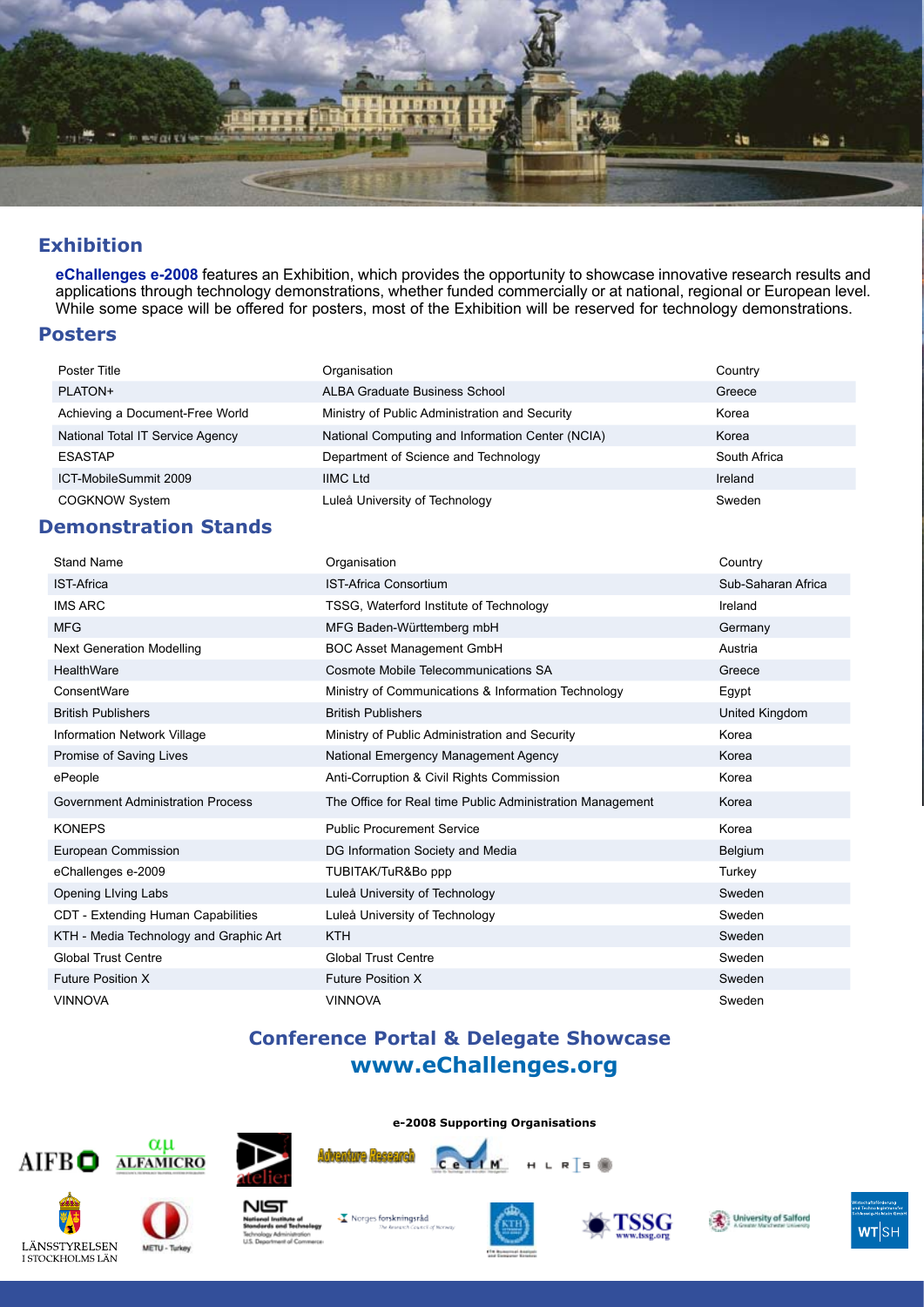## Exhibition

**eChallenges e-2008** features an Exhibition, which provides the opportunity to showcase innovative research results and applications through technology demonstrations, whether funded commercially or at national, regional or European level. While some space will be offered for posters, most of the Exhibition will be reserved for technology demonstrations.

## Posters

| Poster Title | Organisation | Country |
|---|---|---|
| PLATON+ | ALBA Graduate Business School | Greece |
| Achieving a Document-Free World | Ministry of Public Administration and Security | Korea |
| National Total IT Service Agency | National Computing and Information Center (NCIA) | Korea |
| ESASTAP | Department of Science and Technology | South Africa |
| ICT-MobileSummit 2009 | IIMC Ltd | Ireland |
| COGKNOW System | Luleå University of Technology | Sweden |

## Demonstration Stands

| Stand Name | Organisation | Country |
|---|---|---|
| IST-Africa | IST-Africa Consortium | Sub-Saharan Africa |
| IMS ARC | TSSG, Waterford Institute of Technology | Ireland |
| MFG | MFG Baden-Württemberg mbH | Germany |
| Next Generation Modelling | BOC Asset Management GmbH | Austria |
| HealthWare | Cosmote Mobile Telecommunications SA | Greece |
| ConsentWare | Ministry of Communications & Information Technology | Egypt |
| British Publishers | British Publishers | United Kingdom |
| Information Network Village | Ministry of Public Administration and Security | Korea |
| Promise of Saving Lives | National Emergency Management Agency | Korea |
| ePeople | Anti-Corruption & Civil Rights Commission | Korea |
| Government Administration Process | The Office for Real time Public Administration Management | Korea |
| KONEPS | Public Procurement Service | Korea |
| European Commission | DG Information Society and Media | Belgium |
| eChallenges e-2009 | TUBITAK/TuR&Bo ppp | Turkey |
| Opening LIving Labs | Luleå University of Technology | Sweden |
| CDT - Extending Human Capabilities | Luleå University of Technology | Sweden |
| KTH - Media Technology and Graphic Art | KTH | Sweden |
| Global Trust Centre | Global Trust Centre | Sweden |
| Future Position X | Future Position X | Sweden |
| VINNOVA | VINNOVA | Sweden |

### Conference Portal & Delegate Showcase
### www.eChallenges.org

**e-2008 Supporting Organisations**

AIFB, ALFAMICRO, atelier, Adventure Research, CeTIM, HLRS, LÄNSSTYRELSEN I STOCKHOLMS LÄN, METU - Turkey, NIST National Institute of Standards and Technology, Technology Administration, U.S. Department of Commerce, Norges forskningsråd, KTH, TSSG www.tssg.org, University of Salford, WTSH